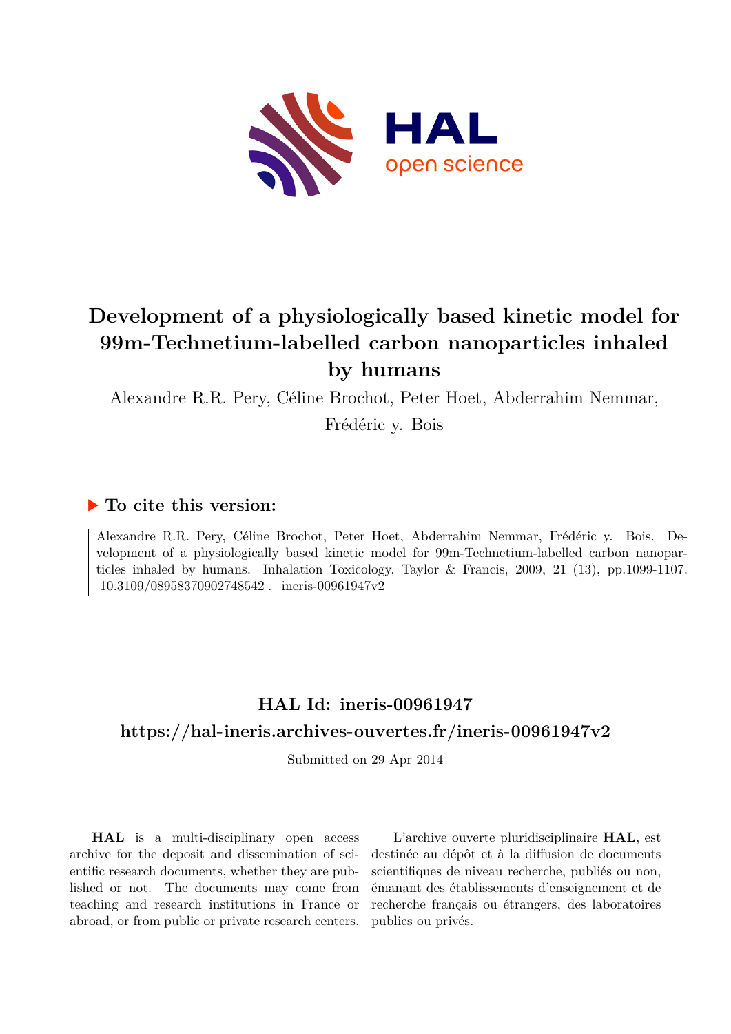# Development of a physiologically based kinetic model for 99m-Technetium-labelled carbon nanoparticles inhaled by humans

Alexandre R.R. Pery, Céline Brochot, Peter Hoet, Abderrahim Nemmar, Frédéric y. Bois

### ▶ To cite this version:

Alexandre R.R. Pery, Céline Brochot, Peter Hoet, Abderrahim Nemmar, Frédéric y. Bois. Development of a physiologically based kinetic model for 99m-Technetium-labelled carbon nanoparticles inhaled by humans. Inhalation Toxicology, Taylor & Francis, 2009, 21 (13), pp.1099-1107. 10.3109/08958370902748542 . ineris-00961947v2

## HAL Id: ineris-00961947

## https://hal-ineris.archives-ouvertes.fr/ineris-00961947v2

Submitted on 29 Apr 2014

**HAL** is a multi-disciplinary open access archive for the deposit and dissemination of scientific research documents, whether they are published or not. The documents may come from teaching and research institutions in France or abroad, or from public or private research centers.

L'archive ouverte pluridisciplinaire **HAL**, est destinée au dépôt et à la diffusion de documents scientifiques de niveau recherche, publiés ou non, émanant des établissements d'enseignement et de recherche français ou étrangers, des laboratoires publics ou privés.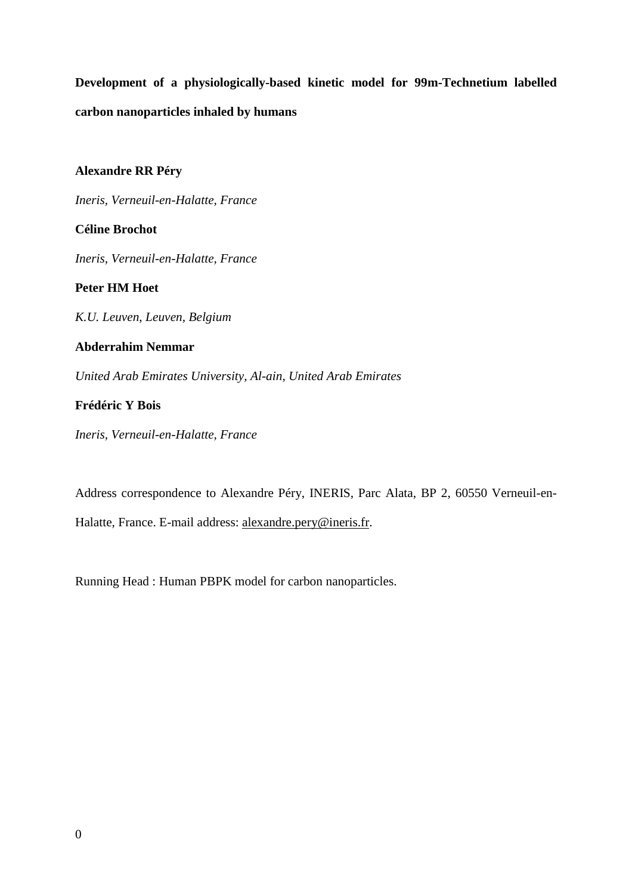**Development of a physiologically-based kinetic model for 99m-Technetium labelled carbon nanoparticles inhaled by humans**

**Alexandre RR Péry**

*Ineris, Verneuil-en-Halatte, France*

**Céline Brochot**

*Ineris, Verneuil-en-Halatte, France*

**Peter HM Hoet**

*K.U. Leuven, Leuven, Belgium*

**Abderrahim Nemmar**

*United Arab Emirates University, Al-ain, United Arab Emirates*

**Frédéric Y Bois**

*Ineris, Verneuil-en-Halatte, France*

Address correspondence to Alexandre Péry, INERIS, Parc Alata, BP 2, 60550 Verneuil-en-Halatte, France. E-mail address: alexandre.pery@ineris.fr.

Running Head : Human PBPK model for carbon nanoparticles.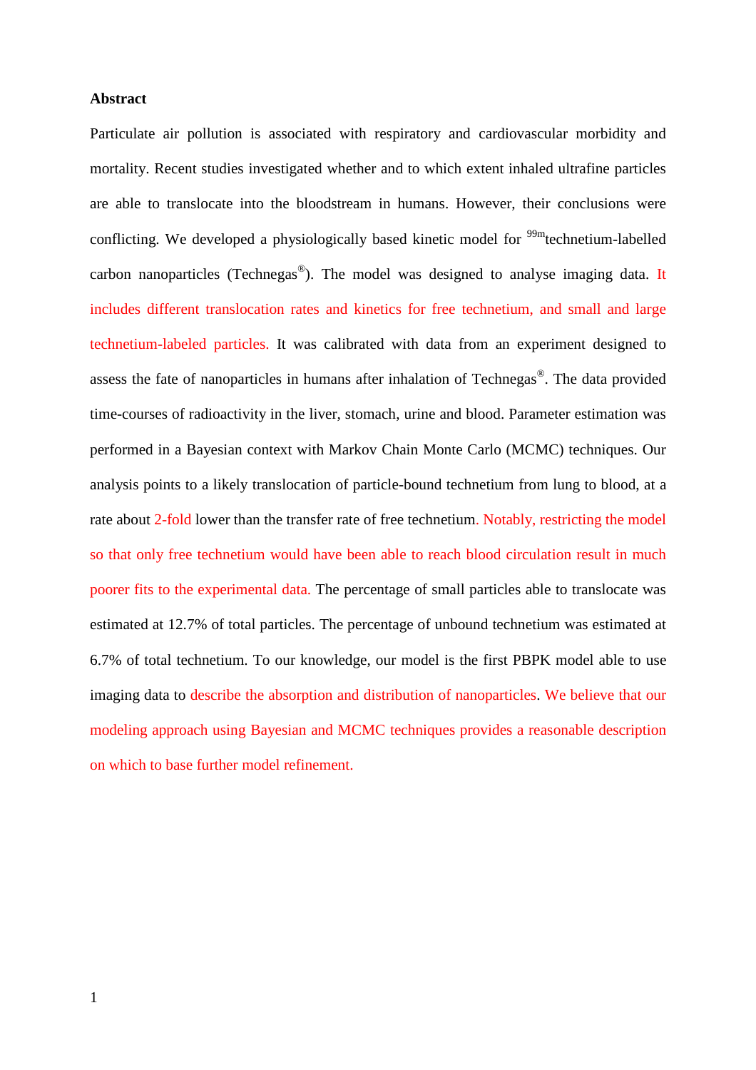## Abstract

Particulate air pollution is associated with respiratory and cardiovascular morbidity and mortality. Recent studies investigated whether and to which extent inhaled ultrafine particles are able to translocate into the bloodstream in humans. However, their conclusions were conflicting. We developed a physiologically based kinetic model for $^{99m}$technetium-labelled carbon nanoparticles (Technegas®). The model was designed to analyse imaging data. It includes different translocation rates and kinetics for free technetium, and small and large technetium-labeled particles. It was calibrated with data from an experiment designed to assess the fate of nanoparticles in humans after inhalation of Technegas®. The data provided time-courses of radioactivity in the liver, stomach, urine and blood. Parameter estimation was performed in a Bayesian context with Markov Chain Monte Carlo (MCMC) techniques. Our analysis points to a likely translocation of particle-bound technetium from lung to blood, at a rate about 2-fold lower than the transfer rate of free technetium. Notably, restricting the model so that only free technetium would have been able to reach blood circulation result in much poorer fits to the experimental data. The percentage of small particles able to translocate was estimated at 12.7% of total particles. The percentage of unbound technetium was estimated at 6.7% of total technetium. To our knowledge, our model is the first PBPK model able to use imaging data to describe the absorption and distribution of nanoparticles. We believe that our modeling approach using Bayesian and MCMC techniques provides a reasonable description on which to base further model refinement.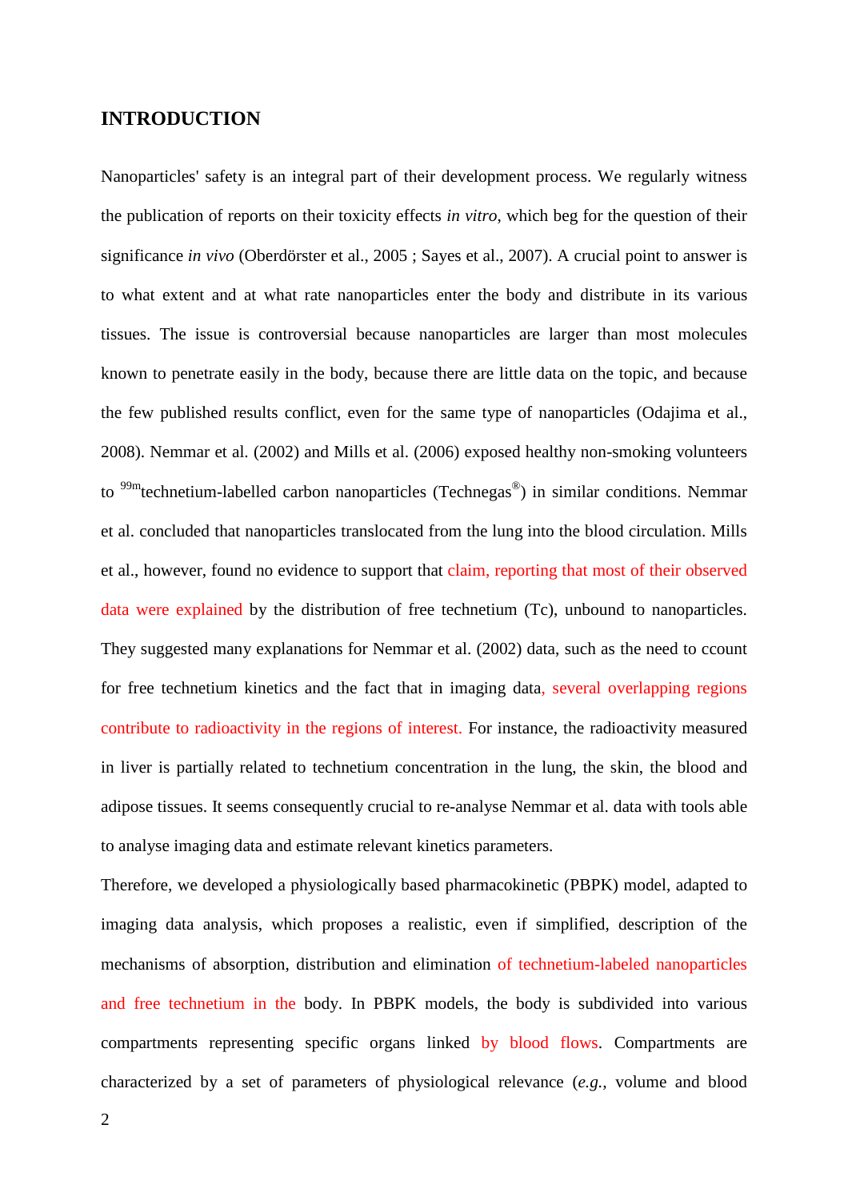## INTRODUCTION

Nanoparticles' safety is an integral part of their development process. We regularly witness the publication of reports on their toxicity effects *in vitro*, which beg for the question of their significance *in vivo* (Oberdörster et al., 2005 ; Sayes et al., 2007). A crucial point to answer is to what extent and at what rate nanoparticles enter the body and distribute in its various tissues. The issue is controversial because nanoparticles are larger than most molecules known to penetrate easily in the body, because there are little data on the topic, and because the few published results conflict, even for the same type of nanoparticles (Odajima et al., 2008). Nemmar et al. (2002) and Mills et al. (2006) exposed healthy non-smoking volunteers to $^{99m}$technetium-labelled carbon nanoparticles (Technegas®) in similar conditions. Nemmar et al. concluded that nanoparticles translocated from the lung into the blood circulation. Mills et al., however, found no evidence to support that claim, reporting that most of their observed data were explained by the distribution of free technetium (Tc), unbound to nanoparticles. They suggested many explanations for Nemmar et al. (2002) data, such as the need to ccount for free technetium kinetics and the fact that in imaging data, several overlapping regions contribute to radioactivity in the regions of interest. For instance, the radioactivity measured in liver is partially related to technetium concentration in the lung, the skin, the blood and adipose tissues. It seems consequently crucial to re-analyse Nemmar et al. data with tools able to analyse imaging data and estimate relevant kinetics parameters.

Therefore, we developed a physiologically based pharmacokinetic (PBPK) model, adapted to imaging data analysis, which proposes a realistic, even if simplified, description of the mechanisms of absorption, distribution and elimination of technetium-labeled nanoparticles and free technetium in the body. In PBPK models, the body is subdivided into various compartments representing specific organs linked by blood flows. Compartments are characterized by a set of parameters of physiological relevance (*e.g.*, volume and blood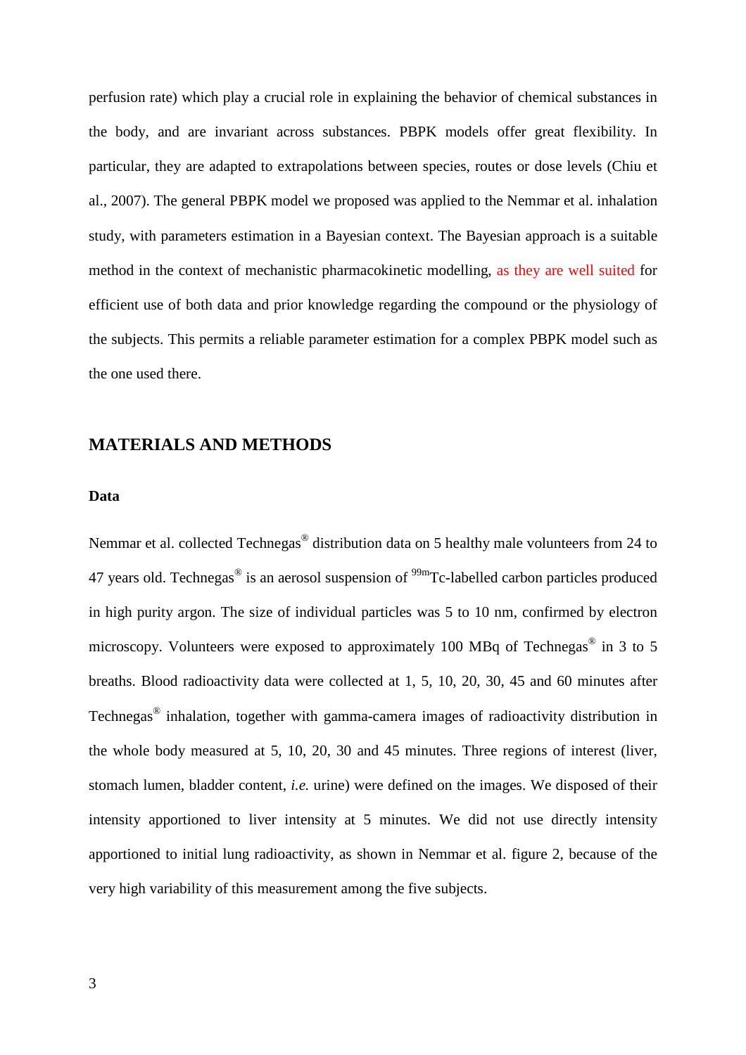perfusion rate) which play a crucial role in explaining the behavior of chemical substances in the body, and are invariant across substances. PBPK models offer great flexibility. In particular, they are adapted to extrapolations between species, routes or dose levels (Chiu et al., 2007). The general PBPK model we proposed was applied to the Nemmar et al. inhalation study, with parameters estimation in a Bayesian context. The Bayesian approach is a suitable method in the context of mechanistic pharmacokinetic modelling, as they are well suited for efficient use of both data and prior knowledge regarding the compound or the physiology of the subjects. This permits a reliable parameter estimation for a complex PBPK model such as the one used there.

## MATERIALS AND METHODS

### Data

Nemmar et al. collected Technegas® distribution data on 5 healthy male volunteers from 24 to 47 years old. Technegas® is an aerosol suspension of $^{99m}$Tc-labelled carbon particles produced in high purity argon. The size of individual particles was 5 to 10 nm, confirmed by electron microscopy. Volunteers were exposed to approximately 100 MBq of Technegas® in 3 to 5 breaths. Blood radioactivity data were collected at 1, 5, 10, 20, 30, 45 and 60 minutes after Technegas® inhalation, together with gamma-camera images of radioactivity distribution in the whole body measured at 5, 10, 20, 30 and 45 minutes. Three regions of interest (liver, stomach lumen, bladder content, *i.e.* urine) were defined on the images. We disposed of their intensity apportioned to liver intensity at 5 minutes. We did not use directly intensity apportioned to initial lung radioactivity, as shown in Nemmar et al. figure 2, because of the very high variability of this measurement among the five subjects.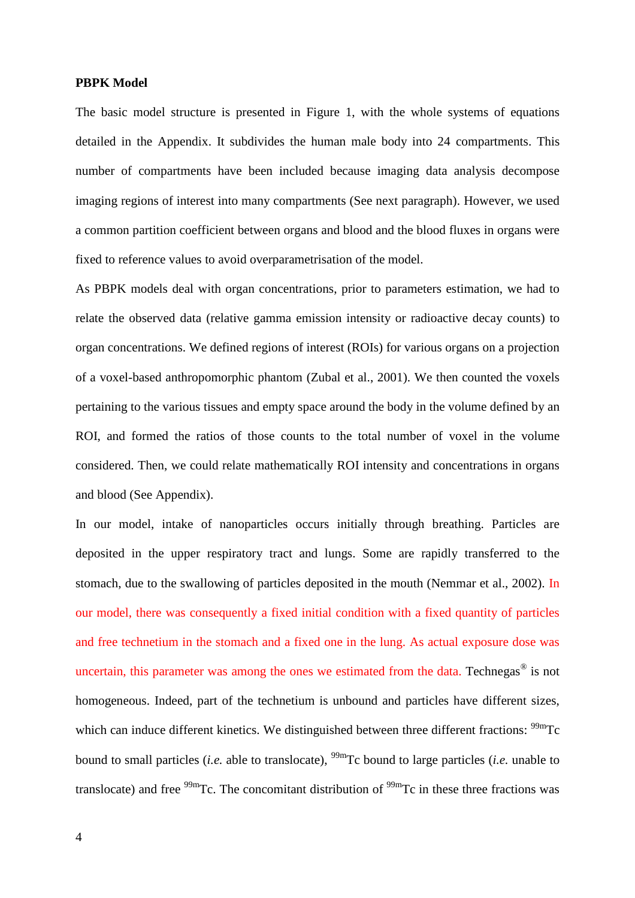**PBPK Model**

The basic model structure is presented in Figure 1, with the whole systems of equations detailed in the Appendix. It subdivides the human male body into 24 compartments. This number of compartments have been included because imaging data analysis decompose imaging regions of interest into many compartments (See next paragraph). However, we used a common partition coefficient between organs and blood and the blood fluxes in organs were fixed to reference values to avoid overparametrisation of the model.

As PBPK models deal with organ concentrations, prior to parameters estimation, we had to relate the observed data (relative gamma emission intensity or radioactive decay counts) to organ concentrations. We defined regions of interest (ROIs) for various organs on a projection of a voxel-based anthropomorphic phantom (Zubal et al., 2001). We then counted the voxels pertaining to the various tissues and empty space around the body in the volume defined by an ROI, and formed the ratios of those counts to the total number of voxel in the volume considered. Then, we could relate mathematically ROI intensity and concentrations in organs and blood (See Appendix).

In our model, intake of nanoparticles occurs initially through breathing. Particles are deposited in the upper respiratory tract and lungs. Some are rapidly transferred to the stomach, due to the swallowing of particles deposited in the mouth (Nemmar et al., 2002). In our model, there was consequently a fixed initial condition with a fixed quantity of particles and free technetium in the stomach and a fixed one in the lung. As actual exposure dose was uncertain, this parameter was among the ones we estimated from the data. Technegas® is not homogeneous. Indeed, part of the technetium is unbound and particles have different sizes, which can induce different kinetics. We distinguished between three different fractions: $^{99m}$Tc bound to small particles (*i.e.* able to translocate), $^{99m}$Tc bound to large particles (*i.e.* unable to translocate) and free $^{99m}$Tc. The concomitant distribution of $^{99m}$Tc in these three fractions was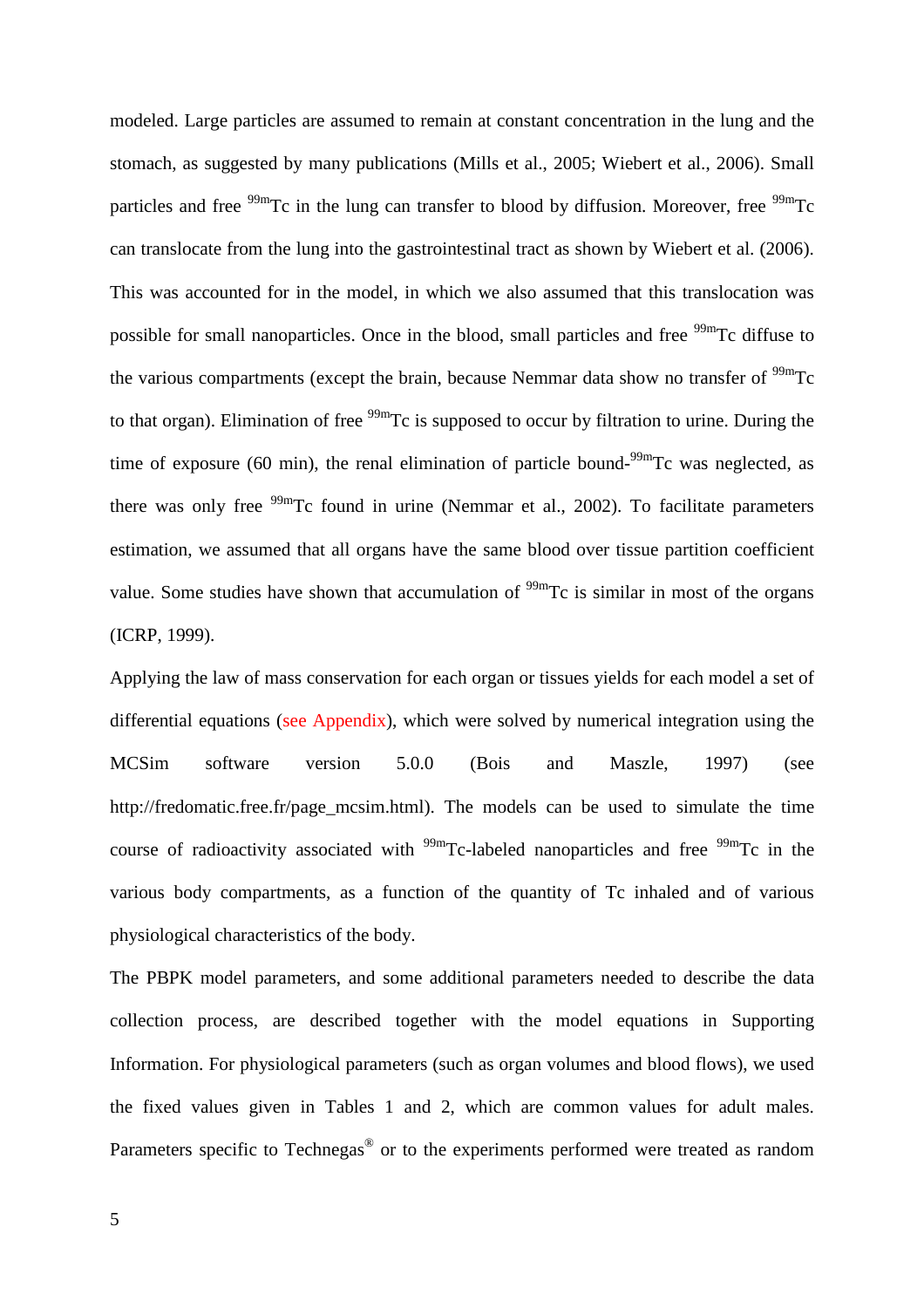modeled. Large particles are assumed to remain at constant concentration in the lung and the stomach, as suggested by many publications (Mills et al., 2005; Wiebert et al., 2006). Small particles and free $^{99m}$Tc in the lung can transfer to blood by diffusion. Moreover, free $^{99m}$Tc can translocate from the lung into the gastrointestinal tract as shown by Wiebert et al. (2006). This was accounted for in the model, in which we also assumed that this translocation was possible for small nanoparticles. Once in the blood, small particles and free $^{99m}$Tc diffuse to the various compartments (except the brain, because Nemmar data show no transfer of $^{99m}$Tc to that organ). Elimination of free $^{99m}$Tc is supposed to occur by filtration to urine. During the time of exposure (60 min), the renal elimination of particle bound-$^{99m}$Tc was neglected, as there was only free $^{99m}$Tc found in urine (Nemmar et al., 2002). To facilitate parameters estimation, we assumed that all organs have the same blood over tissue partition coefficient value. Some studies have shown that accumulation of $^{99m}$Tc is similar in most of the organs (ICRP, 1999).

Applying the law of mass conservation for each organ or tissues yields for each model a set of differential equations (see Appendix), which were solved by numerical integration using the MCSim software version 5.0.0 (Bois and Maszle, 1997) (see http://fredomatic.free.fr/page_mcsim.html). The models can be used to simulate the time course of radioactivity associated with $^{99m}$Tc-labeled nanoparticles and free $^{99m}$Tc in the various body compartments, as a function of the quantity of Tc inhaled and of various physiological characteristics of the body.

The PBPK model parameters, and some additional parameters needed to describe the data collection process, are described together with the model equations in Supporting Information. For physiological parameters (such as organ volumes and blood flows), we used the fixed values given in Tables 1 and 2, which are common values for adult males. Parameters specific to Technegas® or to the experiments performed were treated as random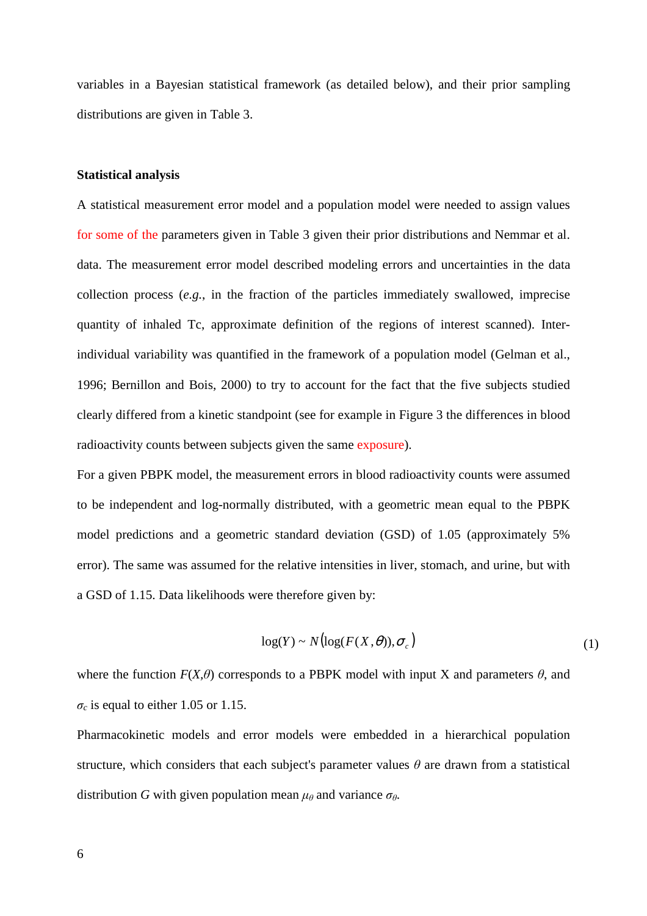variables in a Bayesian statistical framework (as detailed below), and their prior sampling distributions are given in Table 3.

**Statistical analysis**

A statistical measurement error model and a population model were needed to assign values for some of the parameters given in Table 3 given their prior distributions and Nemmar et al. data. The measurement error model described modeling errors and uncertainties in the data collection process (*e.g.*, in the fraction of the particles immediately swallowed, imprecise quantity of inhaled Tc, approximate definition of the regions of interest scanned). Inter-individual variability was quantified in the framework of a population model (Gelman et al., 1996; Bernillon and Bois, 2000) to try to account for the fact that the five subjects studied clearly differed from a kinetic standpoint (see for example in Figure 3 the differences in blood radioactivity counts between subjects given the same exposure).

For a given PBPK model, the measurement errors in blood radioactivity counts were assumed to be independent and log-normally distributed, with a geometric mean equal to the PBPK model predictions and a geometric standard deviation (GSD) of 1.05 (approximately 5% error). The same was assumed for the relative intensities in liver, stomach, and urine, but with a GSD of 1.15. Data likelihoods were therefore given by:

$$\log(Y) \sim N\left(\log(F(X,\theta)), \sigma_c\right) \tag{1}$$

where the function $F(X,\theta)$ corresponds to a PBPK model with input X and parameters $\theta$, and $\sigma_c$ is equal to either 1.05 or 1.15.

Pharmacokinetic models and error models were embedded in a hierarchical population structure, which considers that each subject's parameter values $\theta$ are drawn from a statistical distribution $G$ with given population mean $\mu_\theta$ and variance $\sigma_\theta$.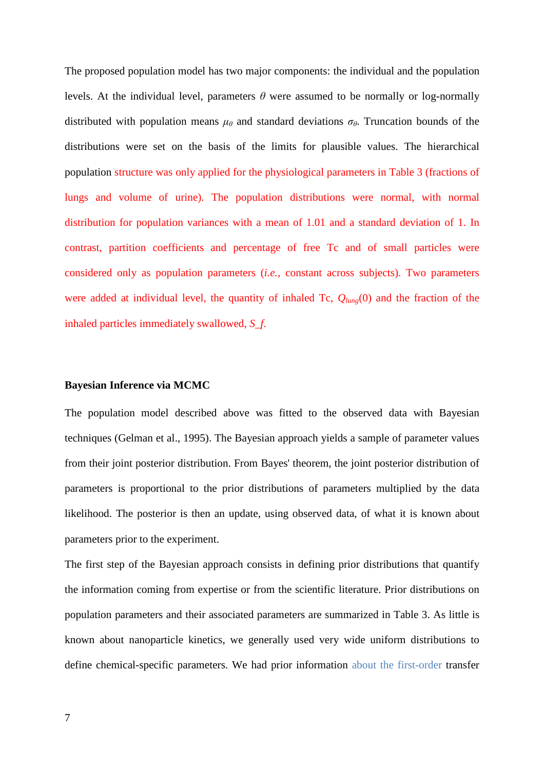The proposed population model has two major components: the individual and the population levels. At the individual level, parameters $\theta$ were assumed to be normally or log-normally distributed with population means $\mu_\theta$ and standard deviations $\sigma_\theta$. Truncation bounds of the distributions were set on the basis of the limits for plausible values. The hierarchical population structure was only applied for the physiological parameters in Table 3 (fractions of lungs and volume of urine). The population distributions were normal, with normal distribution for population variances with a mean of 1.01 and a standard deviation of 1. In contrast, partition coefficients and percentage of free Tc and of small particles were considered only as population parameters (*i.e.*, constant across subjects). Two parameters were added at individual level, the quantity of inhaled Tc, $Q_{lung}(0)$ and the fraction of the inhaled particles immediately swallowed, *S_f*.

### Bayesian Inference via MCMC

The population model described above was fitted to the observed data with Bayesian techniques (Gelman et al., 1995). The Bayesian approach yields a sample of parameter values from their joint posterior distribution. From Bayes' theorem, the joint posterior distribution of parameters is proportional to the prior distributions of parameters multiplied by the data likelihood. The posterior is then an update, using observed data, of what it is known about parameters prior to the experiment.

The first step of the Bayesian approach consists in defining prior distributions that quantify the information coming from expertise or from the scientific literature. Prior distributions on population parameters and their associated parameters are summarized in Table 3. As little is known about nanoparticle kinetics, we generally used very wide uniform distributions to define chemical-specific parameters. We had prior information about the first-order transfer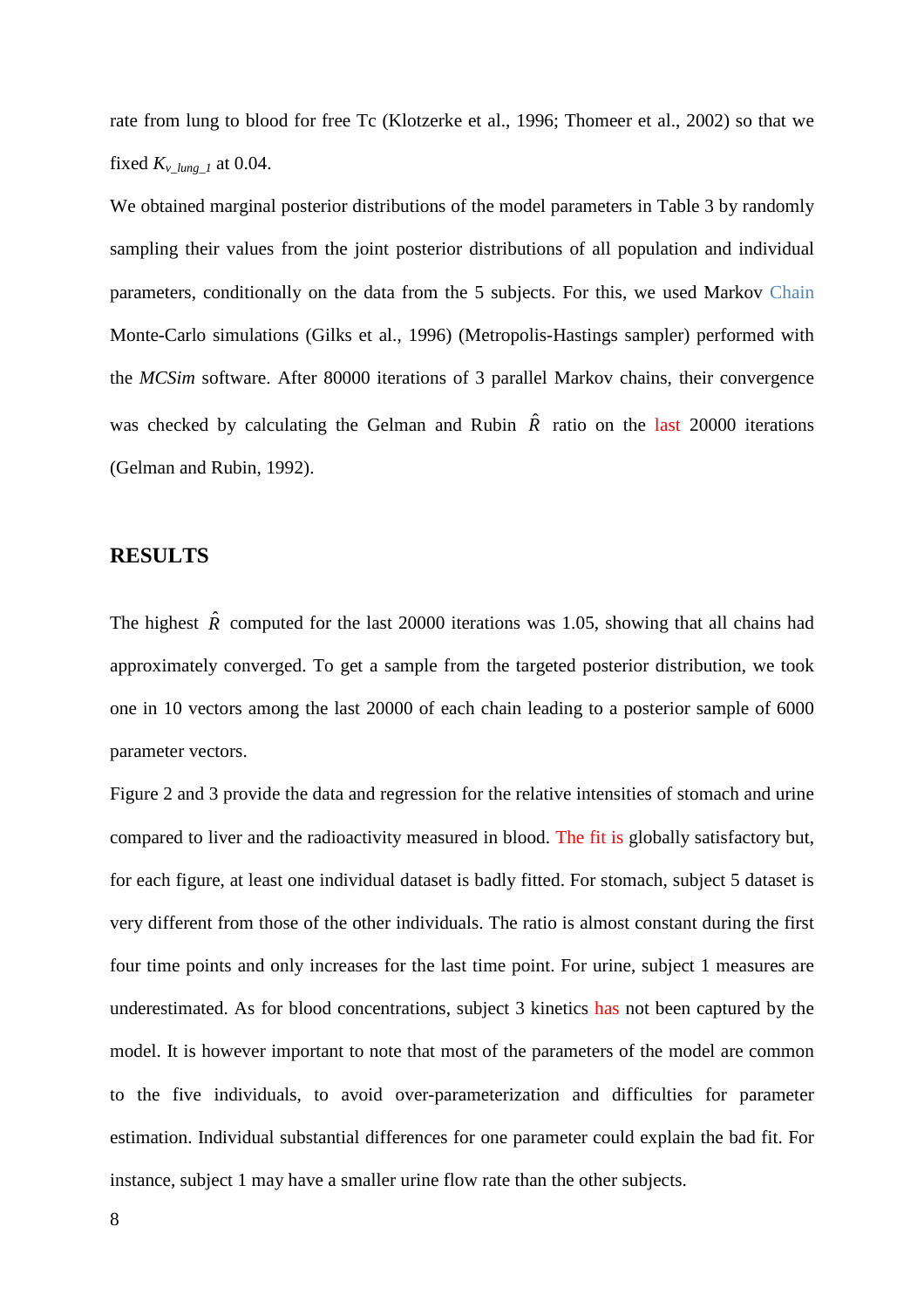rate from lung to blood for free Tc (Klotzerke et al., 1996; Thomeer et al., 2002) so that we fixed $K_{v\_lung\_1}$ at 0.04.

We obtained marginal posterior distributions of the model parameters in Table 3 by randomly sampling their values from the joint posterior distributions of all population and individual parameters, conditionally on the data from the 5 subjects. For this, we used Markov Chain Monte-Carlo simulations (Gilks et al., 1996) (Metropolis-Hastings sampler) performed with the *MCSim* software. After 80000 iterations of 3 parallel Markov chains, their convergence was checked by calculating the Gelman and Rubin $\hat{R}$ ratio on the last 20000 iterations (Gelman and Rubin, 1992).

## RESULTS

The highest $\hat{R}$ computed for the last 20000 iterations was 1.05, showing that all chains had approximately converged. To get a sample from the targeted posterior distribution, we took one in 10 vectors among the last 20000 of each chain leading to a posterior sample of 6000 parameter vectors.

Figure 2 and 3 provide the data and regression for the relative intensities of stomach and urine compared to liver and the radioactivity measured in blood. The fit is globally satisfactory but, for each figure, at least one individual dataset is badly fitted. For stomach, subject 5 dataset is very different from those of the other individuals. The ratio is almost constant during the first four time points and only increases for the last time point. For urine, subject 1 measures are underestimated. As for blood concentrations, subject 3 kinetics has not been captured by the model. It is however important to note that most of the parameters of the model are common to the five individuals, to avoid over-parameterization and difficulties for parameter estimation. Individual substantial differences for one parameter could explain the bad fit. For instance, subject 1 may have a smaller urine flow rate than the other subjects.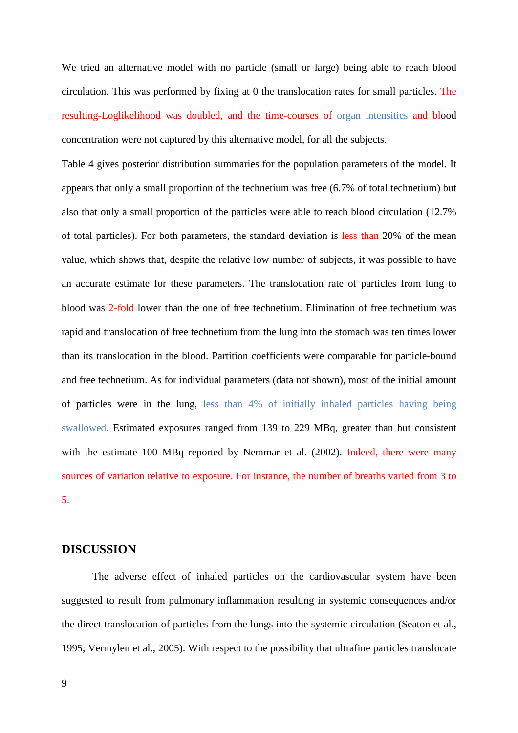We tried an alternative model with no particle (small or large) being able to reach blood circulation. This was performed by fixing at 0 the translocation rates for small particles. The resulting-Loglikelihood was doubled, and the time-courses of organ intensities and blood concentration were not captured by this alternative model, for all the subjects.

Table 4 gives posterior distribution summaries for the population parameters of the model. It appears that only a small proportion of the technetium was free (6.7% of total technetium) but also that only a small proportion of the particles were able to reach blood circulation (12.7% of total particles). For both parameters, the standard deviation is less than 20% of the mean value, which shows that, despite the relative low number of subjects, it was possible to have an accurate estimate for these parameters. The translocation rate of particles from lung to blood was 2-fold lower than the one of free technetium. Elimination of free technetium was rapid and translocation of free technetium from the lung into the stomach was ten times lower than its translocation in the blood. Partition coefficients were comparable for particle-bound and free technetium. As for individual parameters (data not shown), most of the initial amount of particles were in the lung, less than 4% of initially inhaled particles having being swallowed. Estimated exposures ranged from 139 to 229 MBq, greater than but consistent with the estimate 100 MBq reported by Nemmar et al. (2002). Indeed, there were many sources of variation relative to exposure. For instance, the number of breaths varied from 3 to 5.

## DISCUSSION

The adverse effect of inhaled particles on the cardiovascular system have been suggested to result from pulmonary inflammation resulting in systemic consequences and/or the direct translocation of particles from the lungs into the systemic circulation (Seaton et al., 1995; Vermylen et al., 2005). With respect to the possibility that ultrafine particles translocate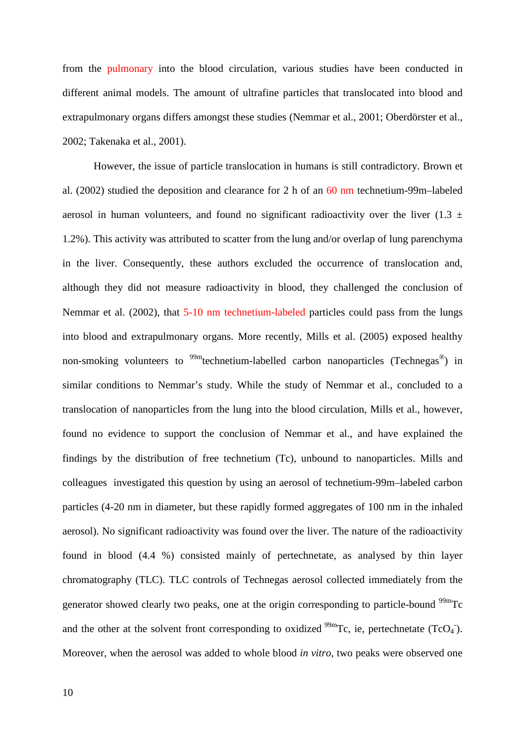from the pulmonary into the blood circulation, various studies have been conducted in different animal models. The amount of ultrafine particles that translocated into blood and extrapulmonary organs differs amongst these studies (Nemmar et al., 2001; Oberdörster et al., 2002; Takenaka et al., 2001).

However, the issue of particle translocation in humans is still contradictory. Brown et al. (2002) studied the deposition and clearance for 2 h of an 60 nm technetium-99m–labeled aerosol in human volunteers, and found no significant radioactivity over the liver (1.3 ± 1.2%). This activity was attributed to scatter from the lung and/or overlap of lung parenchyma in the liver. Consequently, these authors excluded the occurrence of translocation and, although they did not measure radioactivity in blood, they challenged the conclusion of Nemmar et al. (2002), that 5-10 nm technetium-labeled particles could pass from the lungs into blood and extrapulmonary organs. More recently, Mills et al. (2005) exposed healthy non-smoking volunteers to $^{99m}$technetium-labelled carbon nanoparticles (Technegas®) in similar conditions to Nemmar's study. While the study of Nemmar et al., concluded to a translocation of nanoparticles from the lung into the blood circulation, Mills et al., however, found no evidence to support the conclusion of Nemmar et al., and have explained the findings by the distribution of free technetium (Tc), unbound to nanoparticles. Mills and colleagues investigated this question by using an aerosol of technetium-99m–labeled carbon particles (4-20 nm in diameter, but these rapidly formed aggregates of 100 nm in the inhaled aerosol). No significant radioactivity was found over the liver. The nature of the radioactivity found in blood (4.4 %) consisted mainly of pertechnetate, as analysed by thin layer chromatography (TLC). TLC controls of Technegas aerosol collected immediately from the generator showed clearly two peaks, one at the origin corresponding to particle-bound $^{99m}$Tc and the other at the solvent front corresponding to oxidized $^{99m}$Tc, ie, pertechnetate ($TcO_4^-$). Moreover, when the aerosol was added to whole blood *in vitro*, two peaks were observed one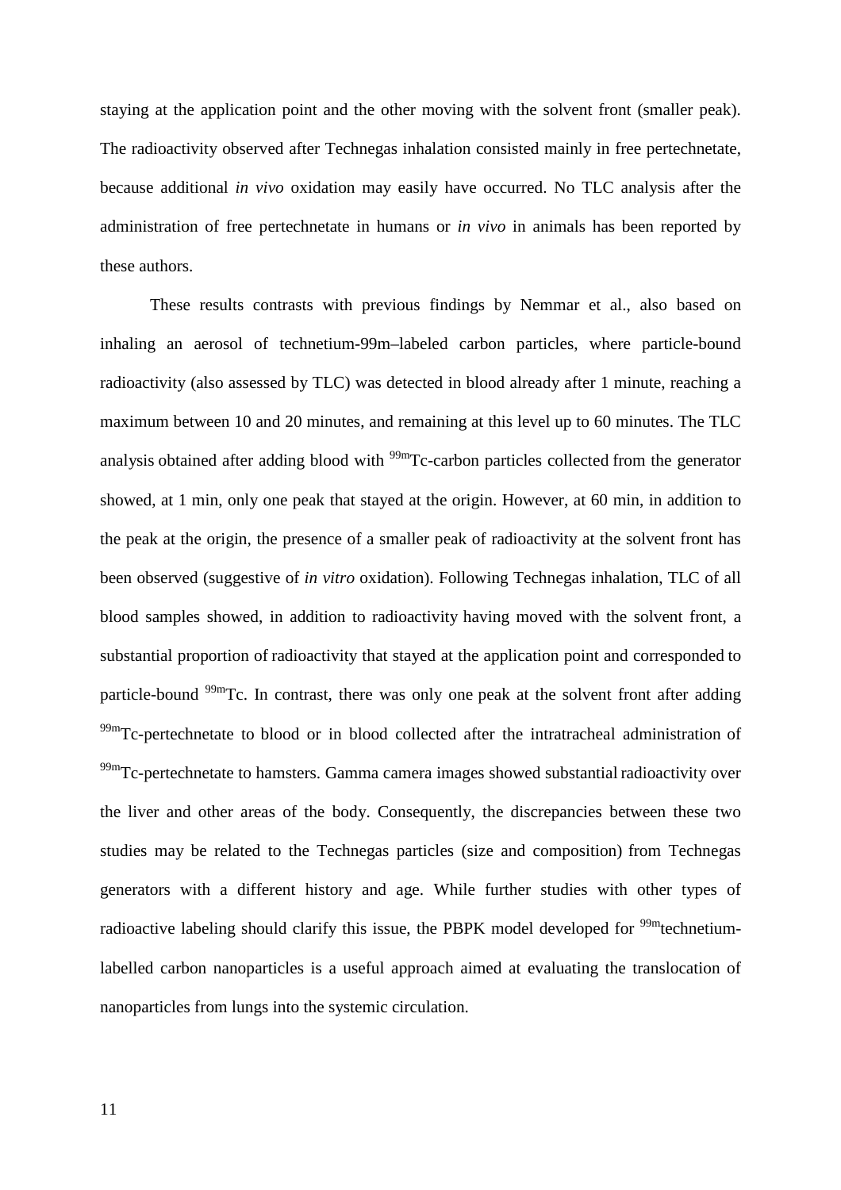staying at the application point and the other moving with the solvent front (smaller peak). The radioactivity observed after Technegas inhalation consisted mainly in free pertechnetate, because additional *in vivo* oxidation may easily have occurred. No TLC analysis after the administration of free pertechnetate in humans or *in vivo* in animals has been reported by these authors.

These results contrasts with previous findings by Nemmar et al., also based on inhaling an aerosol of technetium-99m–labeled carbon particles, where particle-bound radioactivity (also assessed by TLC) was detected in blood already after 1 minute, reaching a maximum between 10 and 20 minutes, and remaining at this level up to 60 minutes. The TLC analysis obtained after adding blood with $^{99m}$Tc-carbon particles collected from the generator showed, at 1 min, only one peak that stayed at the origin. However, at 60 min, in addition to the peak at the origin, the presence of a smaller peak of radioactivity at the solvent front has been observed (suggestive of *in vitro* oxidation). Following Technegas inhalation, TLC of all blood samples showed, in addition to radioactivity having moved with the solvent front, a substantial proportion of radioactivity that stayed at the application point and corresponded to particle-bound $^{99m}$Tc. In contrast, there was only one peak at the solvent front after adding $^{99m}$Tc-pertechnetate to blood or in blood collected after the intratracheal administration of $^{99m}$Tc-pertechnetate to hamsters. Gamma camera images showed substantial radioactivity over the liver and other areas of the body. Consequently, the discrepancies between these two studies may be related to the Technegas particles (size and composition) from Technegas generators with a different history and age. While further studies with other types of radioactive labeling should clarify this issue, the PBPK model developed for $^{99m}$technetium-labelled carbon nanoparticles is a useful approach aimed at evaluating the translocation of nanoparticles from lungs into the systemic circulation.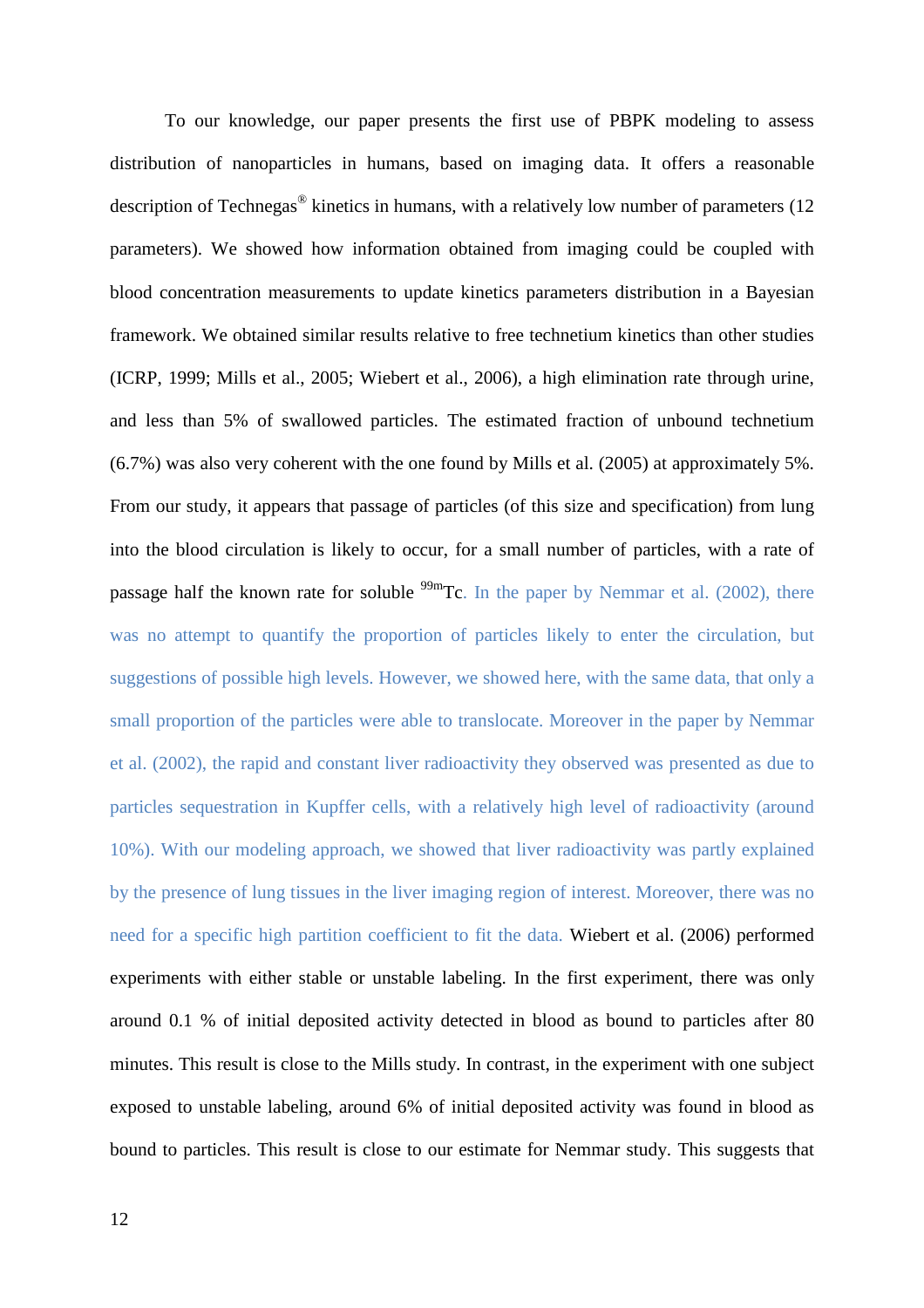To our knowledge, our paper presents the first use of PBPK modeling to assess distribution of nanoparticles in humans, based on imaging data. It offers a reasonable description of Technegas® kinetics in humans, with a relatively low number of parameters (12 parameters). We showed how information obtained from imaging could be coupled with blood concentration measurements to update kinetics parameters distribution in a Bayesian framework. We obtained similar results relative to free technetium kinetics than other studies (ICRP, 1999; Mills et al., 2005; Wiebert et al., 2006), a high elimination rate through urine, and less than 5% of swallowed particles. The estimated fraction of unbound technetium (6.7%) was also very coherent with the one found by Mills et al. (2005) at approximately 5%. From our study, it appears that passage of particles (of this size and specification) from lung into the blood circulation is likely to occur, for a small number of particles, with a rate of passage half the known rate for soluble $^{99m}$Tc. In the paper by Nemmar et al. (2002), there was no attempt to quantify the proportion of particles likely to enter the circulation, but suggestions of possible high levels. However, we showed here, with the same data, that only a small proportion of the particles were able to translocate. Moreover in the paper by Nemmar et al. (2002), the rapid and constant liver radioactivity they observed was presented as due to particles sequestration in Kupffer cells, with a relatively high level of radioactivity (around 10%). With our modeling approach, we showed that liver radioactivity was partly explained by the presence of lung tissues in the liver imaging region of interest. Moreover, there was no need for a specific high partition coefficient to fit the data. Wiebert et al. (2006) performed experiments with either stable or unstable labeling. In the first experiment, there was only around 0.1 % of initial deposited activity detected in blood as bound to particles after 80 minutes. This result is close to the Mills study. In contrast, in the experiment with one subject exposed to unstable labeling, around 6% of initial deposited activity was found in blood as bound to particles. This result is close to our estimate for Nemmar study. This suggests that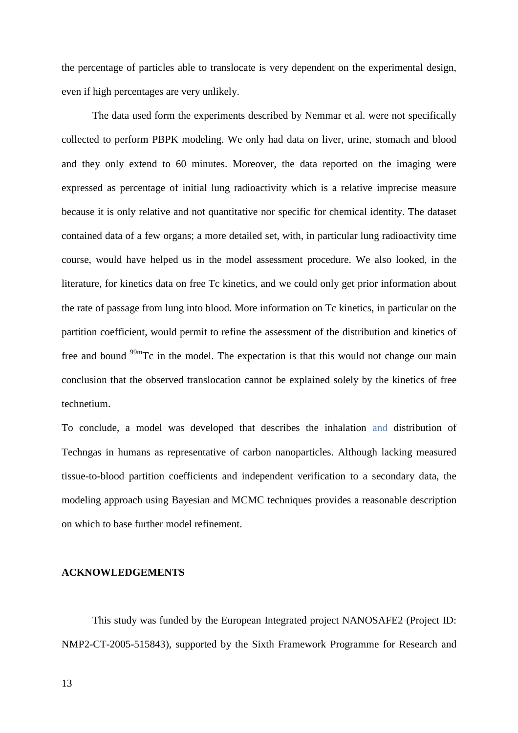the percentage of particles able to translocate is very dependent on the experimental design, even if high percentages are very unlikely.

The data used form the experiments described by Nemmar et al. were not specifically collected to perform PBPK modeling. We only had data on liver, urine, stomach and blood and they only extend to 60 minutes. Moreover, the data reported on the imaging were expressed as percentage of initial lung radioactivity which is a relative imprecise measure because it is only relative and not quantitative nor specific for chemical identity. The dataset contained data of a few organs; a more detailed set, with, in particular lung radioactivity time course, would have helped us in the model assessment procedure. We also looked, in the literature, for kinetics data on free Tc kinetics, and we could only get prior information about the rate of passage from lung into blood. More information on Tc kinetics, in particular on the partition coefficient, would permit to refine the assessment of the distribution and kinetics of free and bound $^{99m}$Tc in the model. The expectation is that this would not change our main conclusion that the observed translocation cannot be explained solely by the kinetics of free technetium.

To conclude, a model was developed that describes the inhalation and distribution of Techngas in humans as representative of carbon nanoparticles. Although lacking measured tissue-to-blood partition coefficients and independent verification to a secondary data, the modeling approach using Bayesian and MCMC techniques provides a reasonable description on which to base further model refinement.

## ACKNOWLEDGEMENTS

This study was funded by the European Integrated project NANOSAFE2 (Project ID: NMP2-CT-2005-515843), supported by the Sixth Framework Programme for Research and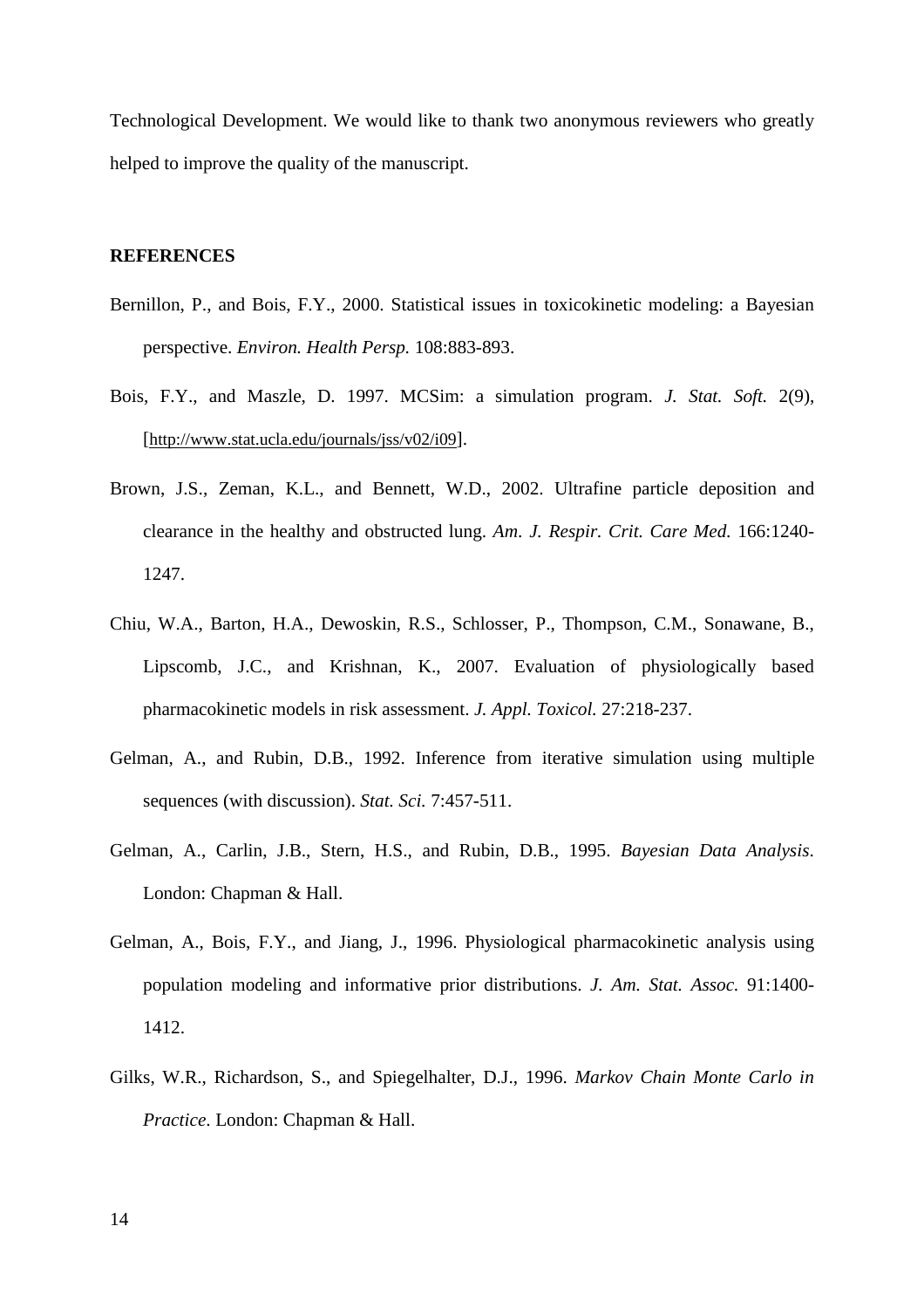Technological Development. We would like to thank two anonymous reviewers who greatly helped to improve the quality of the manuscript.

## REFERENCES

Bernillon, P., and Bois, F.Y., 2000. Statistical issues in toxicokinetic modeling: a Bayesian perspective. *Environ. Health Persp.* 108:883-893.

Bois, F.Y., and Maszle, D. 1997. MCSim: a simulation program. *J. Stat. Soft.* 2(9), [http://www.stat.ucla.edu/journals/jss/v02/i09].

Brown, J.S., Zeman, K.L., and Bennett, W.D., 2002. Ultrafine particle deposition and clearance in the healthy and obstructed lung. *Am. J. Respir. Crit. Care Med.* 166:1240-1247.

Chiu, W.A., Barton, H.A., Dewoskin, R.S., Schlosser, P., Thompson, C.M., Sonawane, B., Lipscomb, J.C., and Krishnan, K., 2007. Evaluation of physiologically based pharmacokinetic models in risk assessment. *J. Appl. Toxicol.* 27:218-237.

Gelman, A., and Rubin, D.B., 1992. Inference from iterative simulation using multiple sequences (with discussion). *Stat. Sci.* 7:457-511.

Gelman, A., Carlin, J.B., Stern, H.S., and Rubin, D.B., 1995. *Bayesian Data Analysis*. London: Chapman & Hall.

Gelman, A., Bois, F.Y., and Jiang, J., 1996. Physiological pharmacokinetic analysis using population modeling and informative prior distributions. *J. Am. Stat. Assoc.* 91:1400-1412.

Gilks, W.R., Richardson, S., and Spiegelhalter, D.J., 1996. *Markov Chain Monte Carlo in Practice*. London: Chapman & Hall.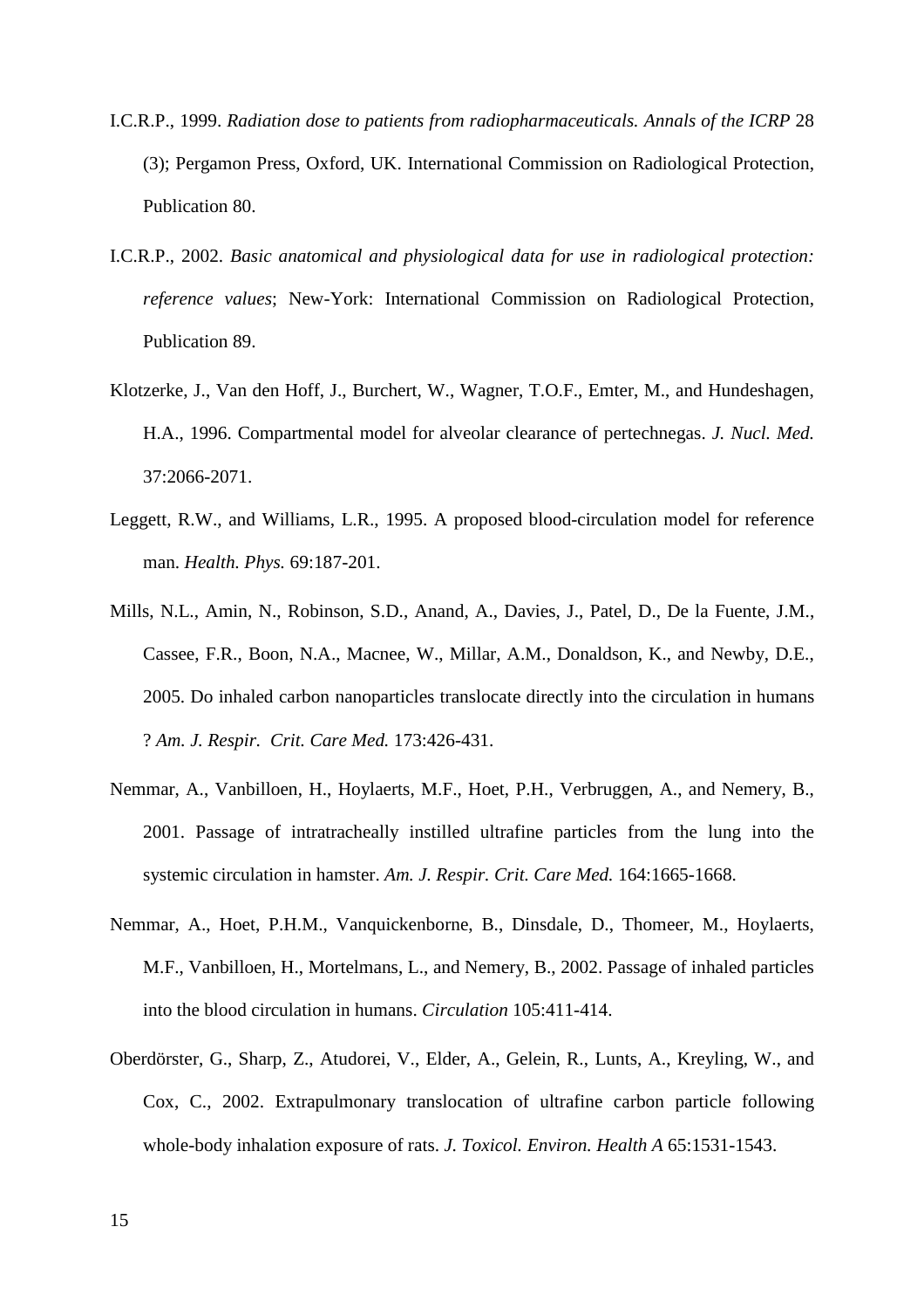I.C.R.P., 1999. *Radiation dose to patients from radiopharmaceuticals. Annals of the ICRP* 28 (3); Pergamon Press, Oxford, UK. International Commission on Radiological Protection, Publication 80.

I.C.R.P., 2002. *Basic anatomical and physiological data for use in radiological protection: reference values*; New-York: International Commission on Radiological Protection, Publication 89.

Klotzerke, J., Van den Hoff, J., Burchert, W., Wagner, T.O.F., Emter, M., and Hundeshagen, H.A., 1996. Compartmental model for alveolar clearance of pertechnegas. *J. Nucl. Med.* 37:2066-2071.

Leggett, R.W., and Williams, L.R., 1995. A proposed blood-circulation model for reference man. *Health. Phys.* 69:187-201.

Mills, N.L., Amin, N., Robinson, S.D., Anand, A., Davies, J., Patel, D., De la Fuente, J.M., Cassee, F.R., Boon, N.A., Macnee, W., Millar, A.M., Donaldson, K., and Newby, D.E., 2005. Do inhaled carbon nanoparticles translocate directly into the circulation in humans ? *Am. J. Respir. Crit. Care Med.* 173:426-431.

Nemmar, A., Vanbilloen, H., Hoylaerts, M.F., Hoet, P.H., Verbruggen, A., and Nemery, B., 2001. Passage of intratracheally instilled ultrafine particles from the lung into the systemic circulation in hamster. *Am. J. Respir. Crit. Care Med.* 164:1665-1668.

Nemmar, A., Hoet, P.H.M., Vanquickenborne, B., Dinsdale, D., Thomeer, M., Hoylaerts, M.F., Vanbilloen, H., Mortelmans, L., and Nemery, B., 2002. Passage of inhaled particles into the blood circulation in humans. *Circulation* 105:411-414.

Oberdörster, G., Sharp, Z., Atudorei, V., Elder, A., Gelein, R., Lunts, A., Kreyling, W., and Cox, C., 2002. Extrapulmonary translocation of ultrafine carbon particle following whole-body inhalation exposure of rats. *J. Toxicol. Environ. Health A* 65:1531-1543.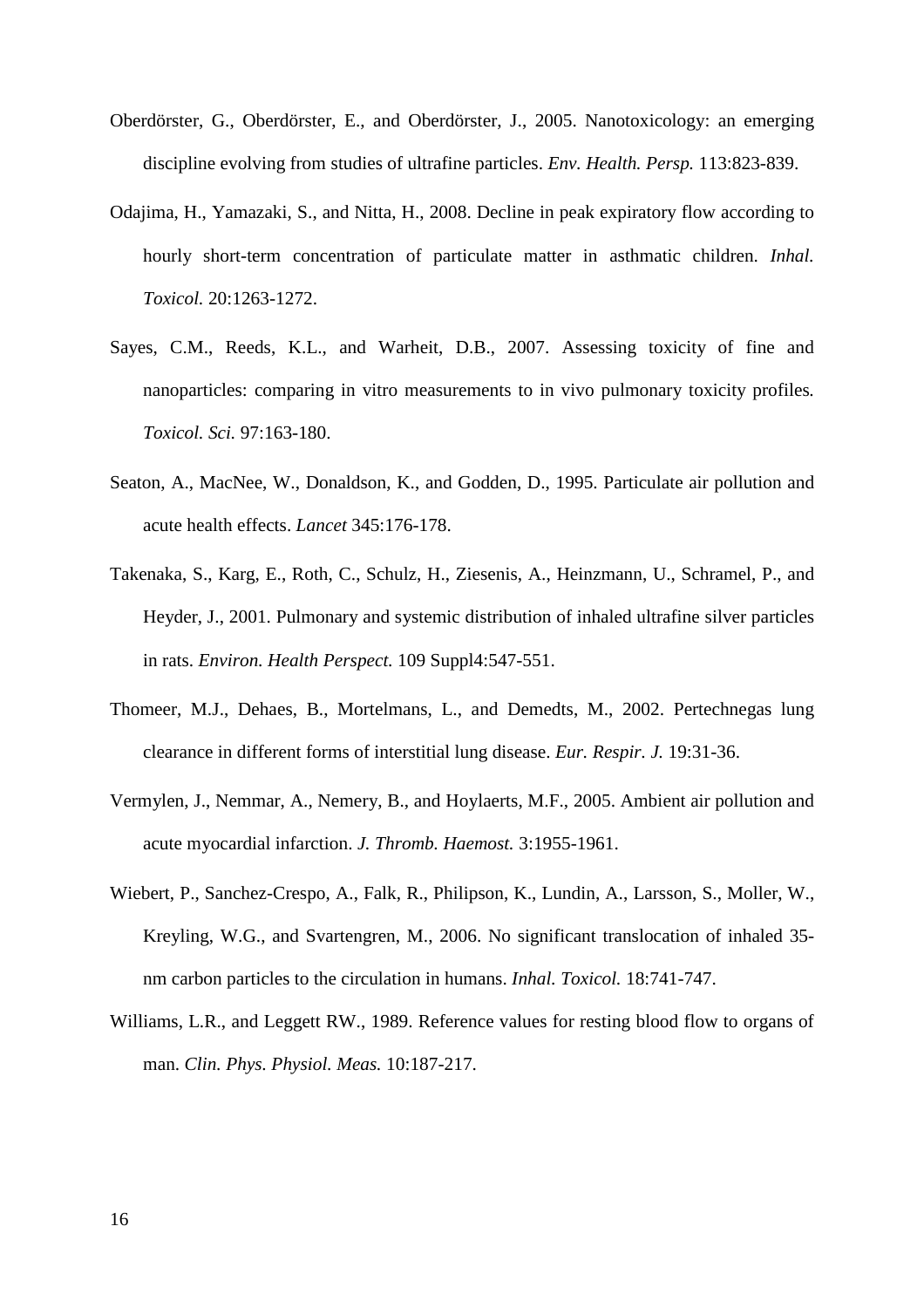Oberdörster, G., Oberdörster, E., and Oberdörster, J., 2005. Nanotoxicology: an emerging discipline evolving from studies of ultrafine particles. *Env. Health. Persp.* 113:823-839.

Odajima, H., Yamazaki, S., and Nitta, H., 2008. Decline in peak expiratory flow according to hourly short-term concentration of particulate matter in asthmatic children. *Inhal. Toxicol.* 20:1263-1272.

Sayes, C.M., Reeds, K.L., and Warheit, D.B., 2007. Assessing toxicity of fine and nanoparticles: comparing in vitro measurements to in vivo pulmonary toxicity profiles. *Toxicol. Sci.* 97:163-180.

Seaton, A., MacNee, W., Donaldson, K., and Godden, D., 1995. Particulate air pollution and acute health effects. *Lancet* 345:176-178.

Takenaka, S., Karg, E., Roth, C., Schulz, H., Ziesenis, A., Heinzmann, U., Schramel, P., and Heyder, J., 2001. Pulmonary and systemic distribution of inhaled ultrafine silver particles in rats. *Environ. Health Perspect.* 109 Suppl4:547-551.

Thomeer, M.J., Dehaes, B., Mortelmans, L., and Demedts, M., 2002. Pertechnegas lung clearance in different forms of interstitial lung disease. *Eur. Respir. J.* 19:31-36.

Vermylen, J., Nemmar, A., Nemery, B., and Hoylaerts, M.F., 2005. Ambient air pollution and acute myocardial infarction. *J. Thromb. Haemost.* 3:1955-1961.

Wiebert, P., Sanchez-Crespo, A., Falk, R., Philipson, K., Lundin, A., Larsson, S., Moller, W., Kreyling, W.G., and Svartengren, M., 2006. No significant translocation of inhaled 35-nm carbon particles to the circulation in humans. *Inhal. Toxicol.* 18:741-747.

Williams, L.R., and Leggett RW., 1989. Reference values for resting blood flow to organs of man. *Clin. Phys. Physiol. Meas.* 10:187-217.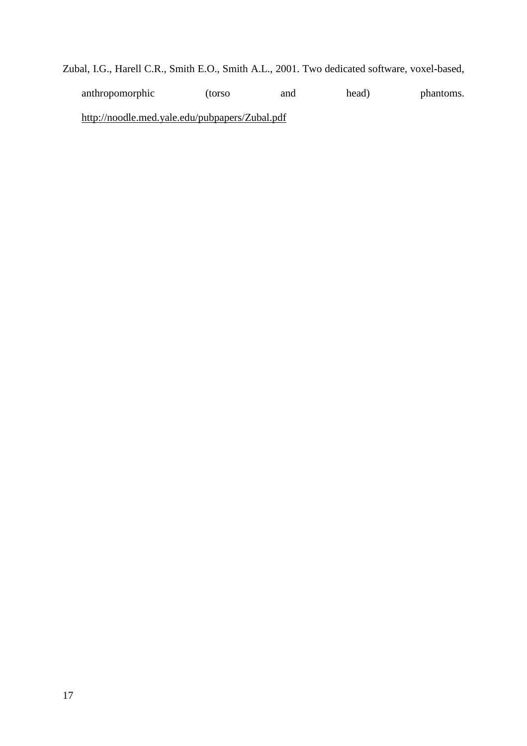Zubal, I.G., Harell C.R., Smith E.O., Smith A.L., 2001. Two dedicated software, voxel-based, anthropomorphic (torso and head) phantoms. http://noodle.med.yale.edu/pubpapers/Zubal.pdf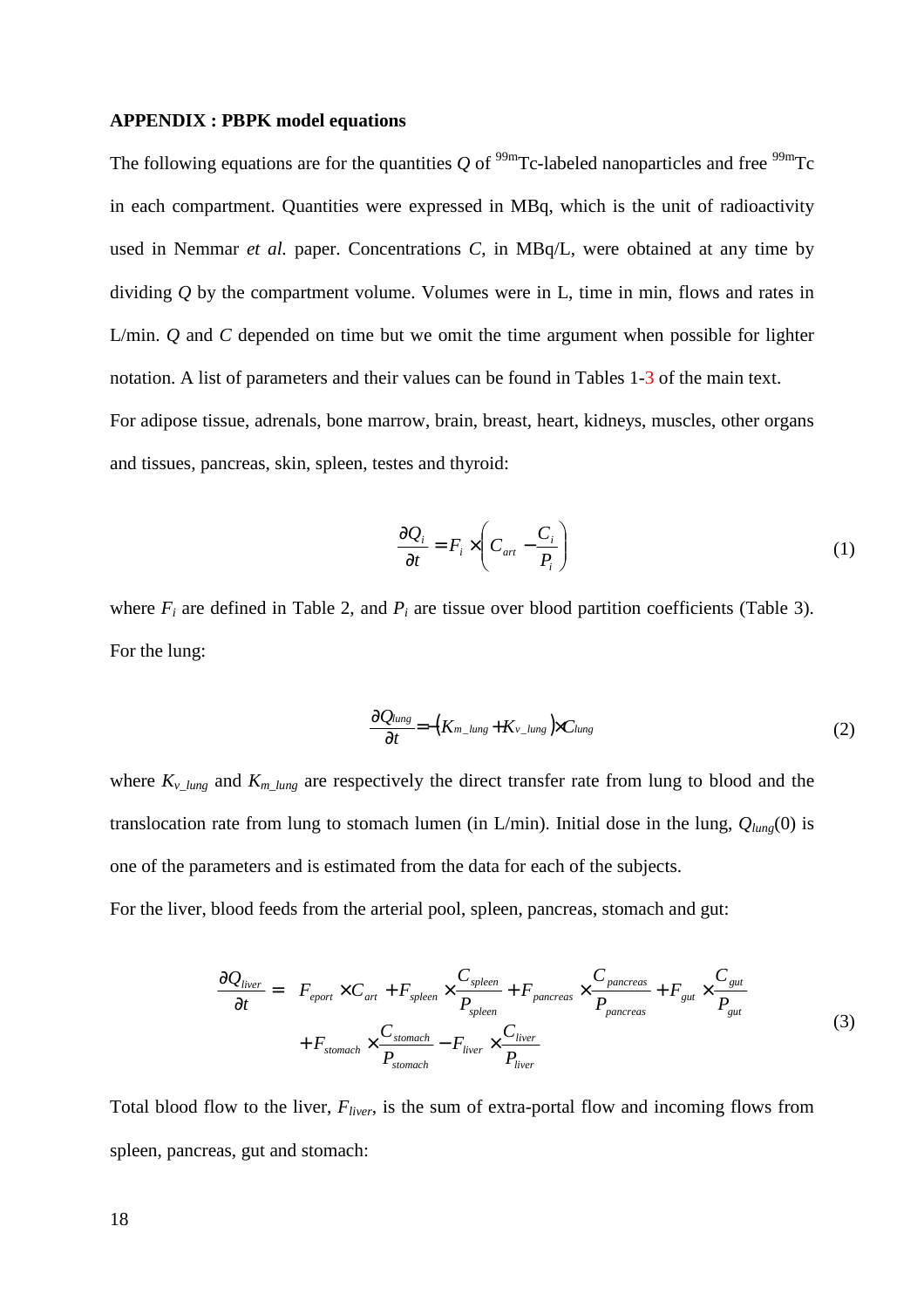**APPENDIX : PBPK model equations**

The following equations are for the quantities $Q$ of $^{99m}$Tc-labeled nanoparticles and free $^{99m}$Tc in each compartment. Quantities were expressed in MBq, which is the unit of radioactivity used in Nemmar *et al.* paper. Concentrations $C$, in MBq/L, were obtained at any time by dividing $Q$ by the compartment volume. Volumes were in L, time in min, flows and rates in L/min. $Q$ and $C$ depended on time but we omit the time argument when possible for lighter notation. A list of parameters and their values can be found in Tables 1-3 of the main text.

For adipose tissue, adrenals, bone marrow, brain, breast, heart, kidneys, muscles, other organs and tissues, pancreas, skin, spleen, testes and thyroid:

$$\frac{\partial Q_i}{\partial t} = F_i \times \left( C_{art} - \frac{C_i}{P_i} \right) \tag{1}$$

where $F_i$ are defined in Table 2, and $P_i$ are tissue over blood partition coefficients (Table 3). For the lung:

$$\frac{\partial Q_{lung}}{\partial t} = -(K_{m\_lung} + K_{v\_lung}) \times C_{lung} \tag{2}$$

where $K_{v\_lung}$ and $K_{m\_lung}$ are respectively the direct transfer rate from lung to blood and the translocation rate from lung to stomach lumen (in L/min). Initial dose in the lung, $Q_{lung}(0)$ is one of the parameters and is estimated from the data for each of the subjects.

For the liver, blood feeds from the arterial pool, spleen, pancreas, stomach and gut:

$$\begin{aligned} \frac{\partial Q_{liver}}{\partial t} = \; & F_{eport} \times C_{art} + F_{spleen} \times \frac{C_{spleen}}{P_{spleen}} + F_{pancreas} \times \frac{C_{pancreas}}{P_{pancreas}} + F_{gut} \times \frac{C_{gut}}{P_{gut}} \\ & + F_{stomach} \times \frac{C_{stomach}}{P_{stomach}} - F_{liver} \times \frac{C_{liver}}{P_{liver}} \end{aligned} \tag{3}$$

Total blood flow to the liver, $F_{liver}$, is the sum of extra-portal flow and incoming flows from spleen, pancreas, gut and stomach: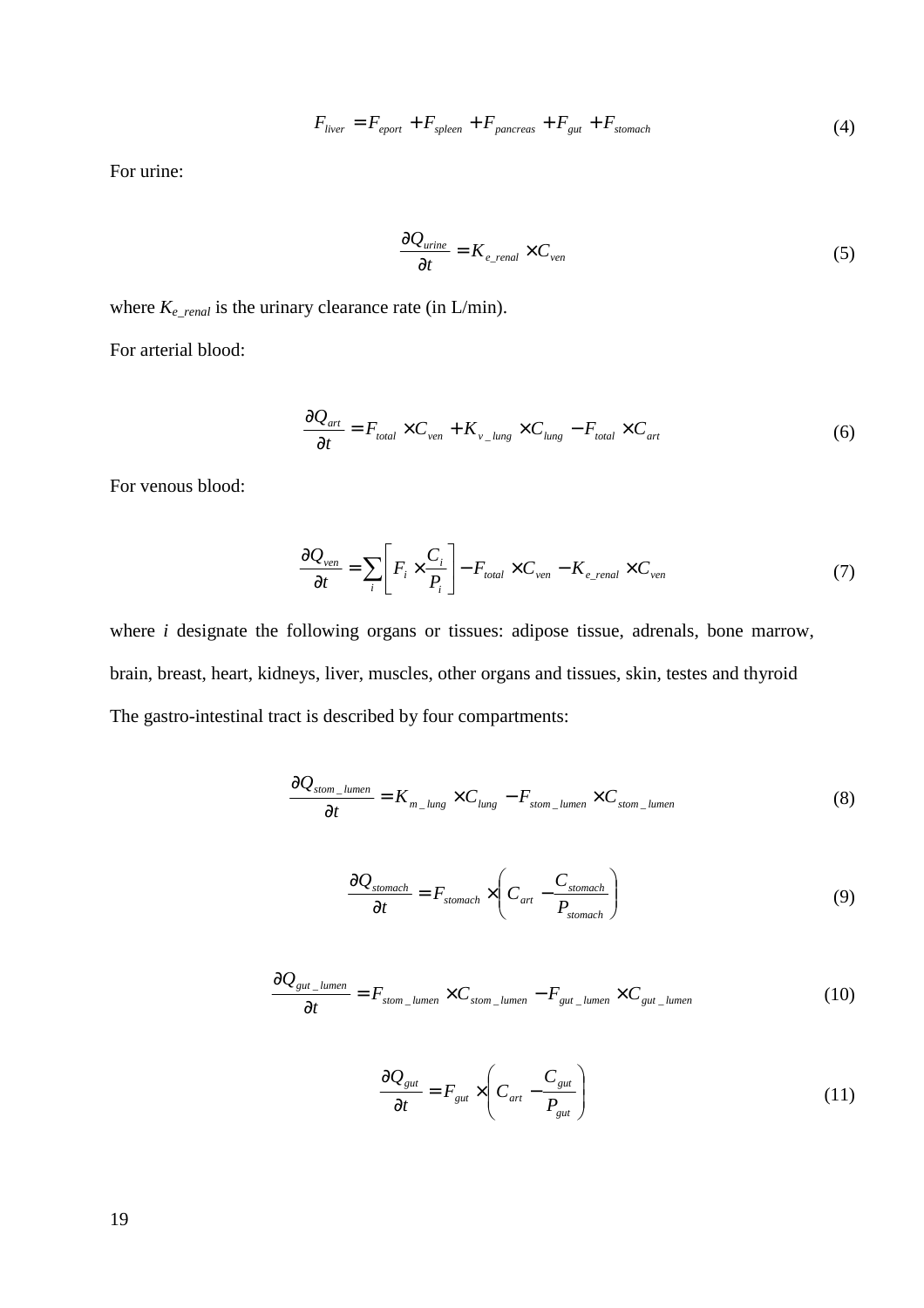$$F_{liver} = F_{eport} + F_{spleen} + F_{pancreas} + F_{gut} + F_{stomach} \tag{4}$$

For urine:

$$\frac{\partial Q_{urine}}{\partial t} = K_{e\_renal} \times C_{ven} \tag{5}$$

where $K_{e\_renal}$ is the urinary clearance rate (in L/min).

For arterial blood:

$$\frac{\partial Q_{art}}{\partial t} = F_{total} \times C_{ven} + K_{v\_lung} \times C_{lung} - F_{total} \times C_{art} \tag{6}$$

For venous blood:

$$\frac{\partial Q_{ven}}{\partial t} = \sum_{i} \left[ F_i \times \frac{C_i}{P_i} \right] - F_{total} \times C_{ven} - K_{e\_renal} \times C_{ven} \tag{7}$$

where $i$ designate the following organs or tissues: adipose tissue, adrenals, bone marrow, brain, breast, heart, kidneys, liver, muscles, other organs and tissues, skin, testes and thyroid

The gastro-intestinal tract is described by four compartments:

$$\frac{\partial Q_{stom\_lumen}}{\partial t} = K_{m\_lung} \times C_{lung} - F_{stom\_lumen} \times C_{stom\_lumen} \tag{8}$$

$$\frac{\partial Q_{stomach}}{\partial t} = F_{stomach} \times \left( C_{art} - \frac{C_{stomach}}{P_{stomach}} \right) \tag{9}$$

$$\frac{\partial Q_{gut\_lumen}}{\partial t} = F_{stom\_lumen} \times C_{stom\_lumen} - F_{gut\_lumen} \times C_{gut\_lumen} \tag{10}$$

$$\frac{\partial Q_{gut}}{\partial t} = F_{gut} \times \left( C_{art} - \frac{C_{gut}}{P_{gut}} \right) \tag{11}$$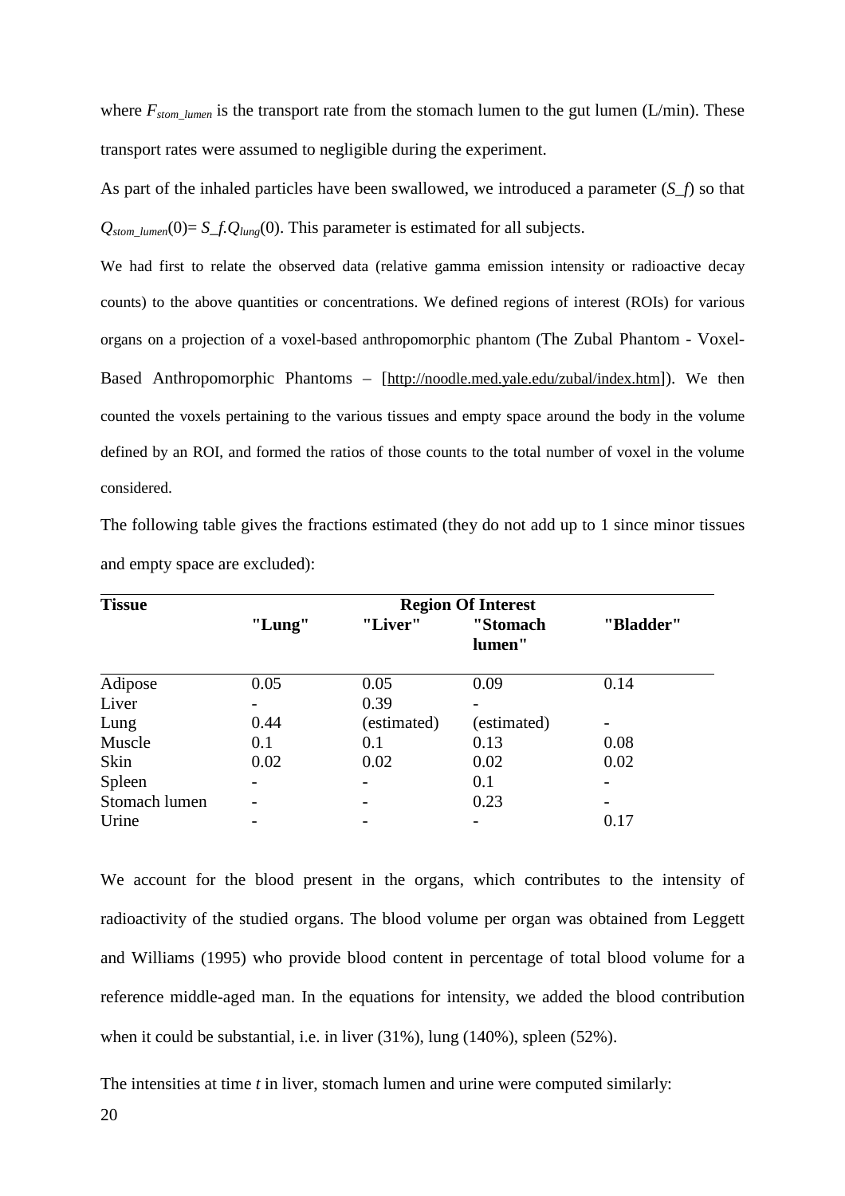where $F_{stom\_lumen}$ is the transport rate from the stomach lumen to the gut lumen (L/min). These transport rates were assumed to negligible during the experiment.

As part of the inhaled particles have been swallowed, we introduced a parameter (*S_f*) so that $Q_{stom\_lumen}(0) = S\_f.Q_{lung}(0)$. This parameter is estimated for all subjects.

We had first to relate the observed data (relative gamma emission intensity or radioactive decay counts) to the above quantities or concentrations. We defined regions of interest (ROIs) for various organs on a projection of a voxel-based anthropomorphic phantom (The Zubal Phantom - Voxel-Based Anthropomorphic Phantoms – [http://noodle.med.yale.edu/zubal/index.htm]). We then counted the voxels pertaining to the various tissues and empty space around the body in the volume defined by an ROI, and formed the ratios of those counts to the total number of voxel in the volume considered.

The following table gives the fractions estimated (they do not add up to 1 since minor tissues and empty space are excluded):

| Tissue | Region Of Interest | | | |
|---|---|---|---|---|
| | "Lung" | "Liver" | "Stomach lumen" | "Bladder" |
| Adipose | 0.05 | 0.05 | 0.09 | 0.14 |
| Liver | - | 0.39 | - | |
| Lung | 0.44 | (estimated) | (estimated) | - |
| Muscle | 0.1 | 0.1 | 0.13 | 0.08 |
| Skin | 0.02 | 0.02 | 0.02 | 0.02 |
| Spleen | - | - | 0.1 | - |
| Stomach lumen | - | - | 0.23 | - |
| Urine | - | - | - | 0.17 |

We account for the blood present in the organs, which contributes to the intensity of radioactivity of the studied organs. The blood volume per organ was obtained from Leggett and Williams (1995) who provide blood content in percentage of total blood volume for a reference middle-aged man. In the equations for intensity, we added the blood contribution when it could be substantial, i.e. in liver (31%), lung (140%), spleen (52%).

The intensities at time *t* in liver, stomach lumen and urine were computed similarly: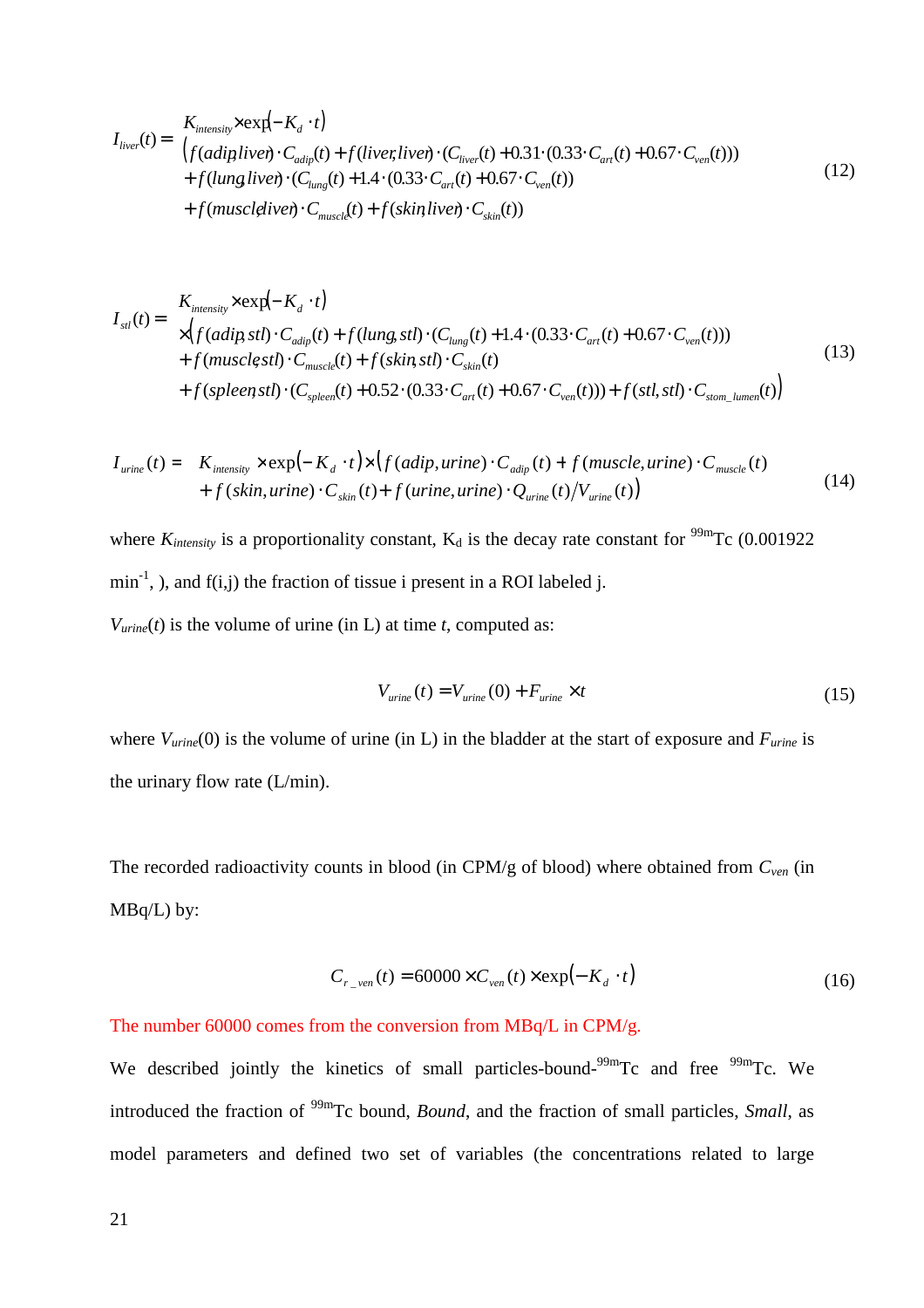$$I_{liver}(t) = \begin{aligned}&K_{intensity} \times \exp(-K_d \cdot t)\\ &\big(f(adip, liver) \cdot C_{adip}(t) + f(liver, liver) \cdot (C_{liver}(t) + 0.31 \cdot (0.33 \cdot C_{art}(t) + 0.67 \cdot C_{ven}(t)))\\ &+ f(lung, liver) \cdot (C_{lung}(t) + 1.4 \cdot (0.33 \cdot C_{art}(t) + 0.67 \cdot C_{ven}(t))\\ &+ f(muscle, liver) \cdot C_{muscle}(t) + f(skin, liver) \cdot C_{skin}(t))\end{aligned} \tag{12}$$

$$I_{stl}(t) = \begin{aligned}&K_{intensity} \times \exp(-K_d \cdot t)\\ &\times\big(f(adip, stl) \cdot C_{adip}(t) + f(lung, stl) \cdot (C_{lung}(t) + 1.4 \cdot (0.33 \cdot C_{art}(t) + 0.67 \cdot C_{ven}(t)))\\ &+ f(muscle, stl) \cdot C_{muscle}(t) + f(skin, stl) \cdot C_{skin}(t)\\ &+ f(spleen, stl) \cdot (C_{spleen}(t) + 0.52 \cdot (0.33 \cdot C_{art}(t) + 0.67 \cdot C_{ven}(t))) + f(stl, stl) \cdot C_{stom\_lumen}(t)\big)\end{aligned} \tag{13}$$

$$I_{urine}(t) = \begin{aligned}&K_{intensity} \times \exp(-K_d \cdot t) \times \big(f(adip, urine) \cdot C_{adip}(t) + f(muscle, urine) \cdot C_{muscle}(t)\\ &+ f(skin, urine) \cdot C_{skin}(t) + f(urine, urine) \cdot Q_{urine}(t)/V_{urine}(t)\big)\end{aligned} \tag{14}$$

where $K_{intensity}$ is a proportionality constant, $K_d$ is the decay rate constant for $^{99m}Tc$ (0.001922 $min^{-1}$, ), and f(i,j) the fraction of tissue i present in a ROI labeled j.

$V_{urine}(t)$ is the volume of urine (in L) at time $t$, computed as:

$$V_{urine}(t) = V_{urine}(0) + F_{urine} \times t \tag{15}$$

where $V_{urine}(0)$ is the volume of urine (in L) in the bladder at the start of exposure and $F_{urine}$ is the urinary flow rate (L/min).

The recorded radioactivity counts in blood (in CPM/g of blood) where obtained from $C_{ven}$ (in MBq/L) by:

$$C_{r\_ven}(t) = 60000 \times C_{ven}(t) \times \exp(-K_d \cdot t) \tag{16}$$

The number 60000 comes from the conversion from MBq/L in CPM/g.

We described jointly the kinetics of small particles-bound-$^{99m}Tc$ and free $^{99m}Tc$. We introduced the fraction of $^{99m}Tc$ bound, *Bound*, and the fraction of small particles, *Small*, as model parameters and defined two set of variables (the concentrations related to large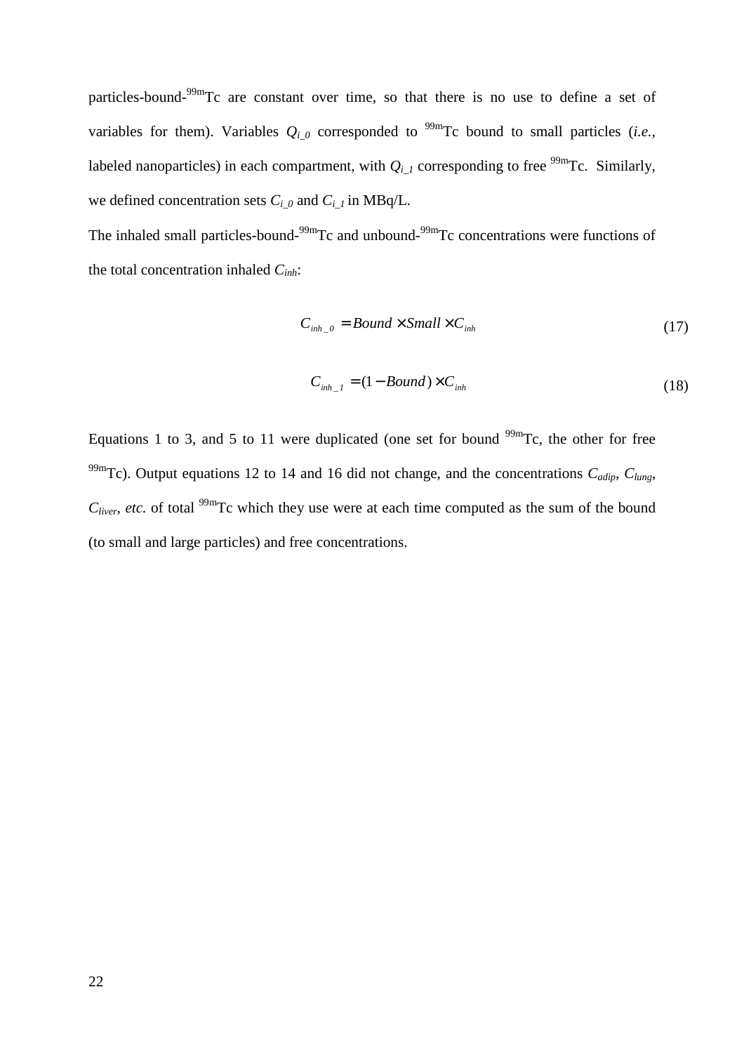particles-bound-$^{99m}$Tc are constant over time, so that there is no use to define a set of variables for them). Variables $Q_{i\_0}$ corresponded to $^{99m}$Tc bound to small particles (*i.e.*, labeled nanoparticles) in each compartment, with $Q_{i\_1}$ corresponding to free $^{99m}$Tc. Similarly, we defined concentration sets $C_{i\_0}$ and $C_{i\_1}$ in MBq/L.

The inhaled small particles-bound-$^{99m}$Tc and unbound-$^{99m}$Tc concentrations were functions of the total concentration inhaled $C_{inh}$:

$$C_{inh\_0} = Bound \times Small \times C_{inh} \tag{17}$$

$$C_{inh\_1} = (1 - Bound) \times C_{inh} \tag{18}$$

Equations 1 to 3, and 5 to 11 were duplicated (one set for bound $^{99m}$Tc, the other for free $^{99m}$Tc). Output equations 12 to 14 and 16 did not change, and the concentrations $C_{adip}$, $C_{lung}$, $C_{liver}$, *etc.* of total $^{99m}$Tc which they use were at each time computed as the sum of the bound (to small and large particles) and free concentrations.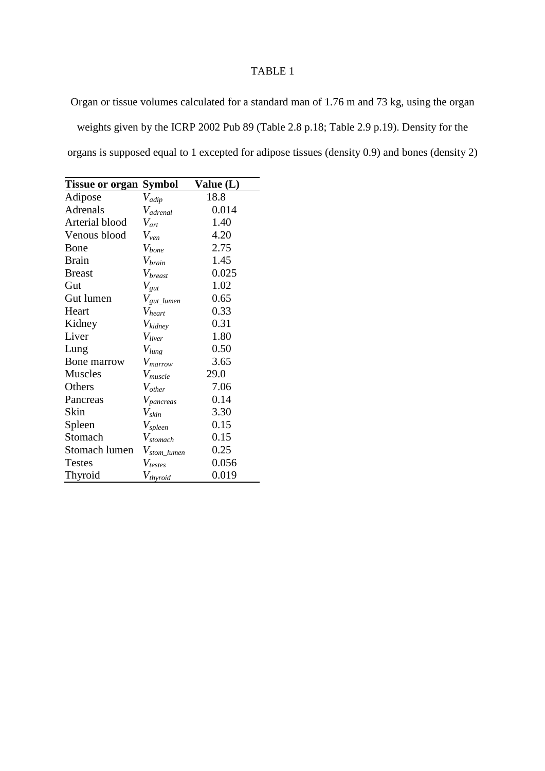TABLE 1

Organ or tissue volumes calculated for a standard man of 1.76 m and 73 kg, using the organ weights given by the ICRP 2002 Pub 89 (Table 2.8 p.18; Table 2.9 p.19). Density for the organs is supposed equal to 1 excepted for adipose tissues (density 0.9) and bones (density 2)

| **Tissue or organ** | **Symbol** | **Value (L)** |
|---|---|---|
| Adipose | $V_{adip}$ | 18.8 |
| Adrenals | $V_{adrenal}$ | 0.014 |
| Arterial blood | $V_{art}$ | 1.40 |
| Venous blood | $V_{ven}$ | 4.20 |
| Bone | $V_{bone}$ | 2.75 |
| Brain | $V_{brain}$ | 1.45 |
| Breast | $V_{breast}$ | 0.025 |
| Gut | $V_{gut}$ | 1.02 |
| Gut lumen | $V_{gut\_lumen}$ | 0.65 |
| Heart | $V_{heart}$ | 0.33 |
| Kidney | $V_{kidney}$ | 0.31 |
| Liver | $V_{liver}$ | 1.80 |
| Lung | $V_{lung}$ | 0.50 |
| Bone marrow | $V_{marrow}$ | 3.65 |
| Muscles | $V_{muscle}$ | 29.0 |
| Others | $V_{other}$ | 7.06 |
| Pancreas | $V_{pancreas}$ | 0.14 |
| Skin | $V_{skin}$ | 3.30 |
| Spleen | $V_{spleen}$ | 0.15 |
| Stomach | $V_{stomach}$ | 0.15 |
| Stomach lumen | $V_{stom\_lumen}$ | 0.25 |
| Testes | $V_{testes}$ | 0.056 |
| Thyroid | $V_{thyroid}$ | 0.019 |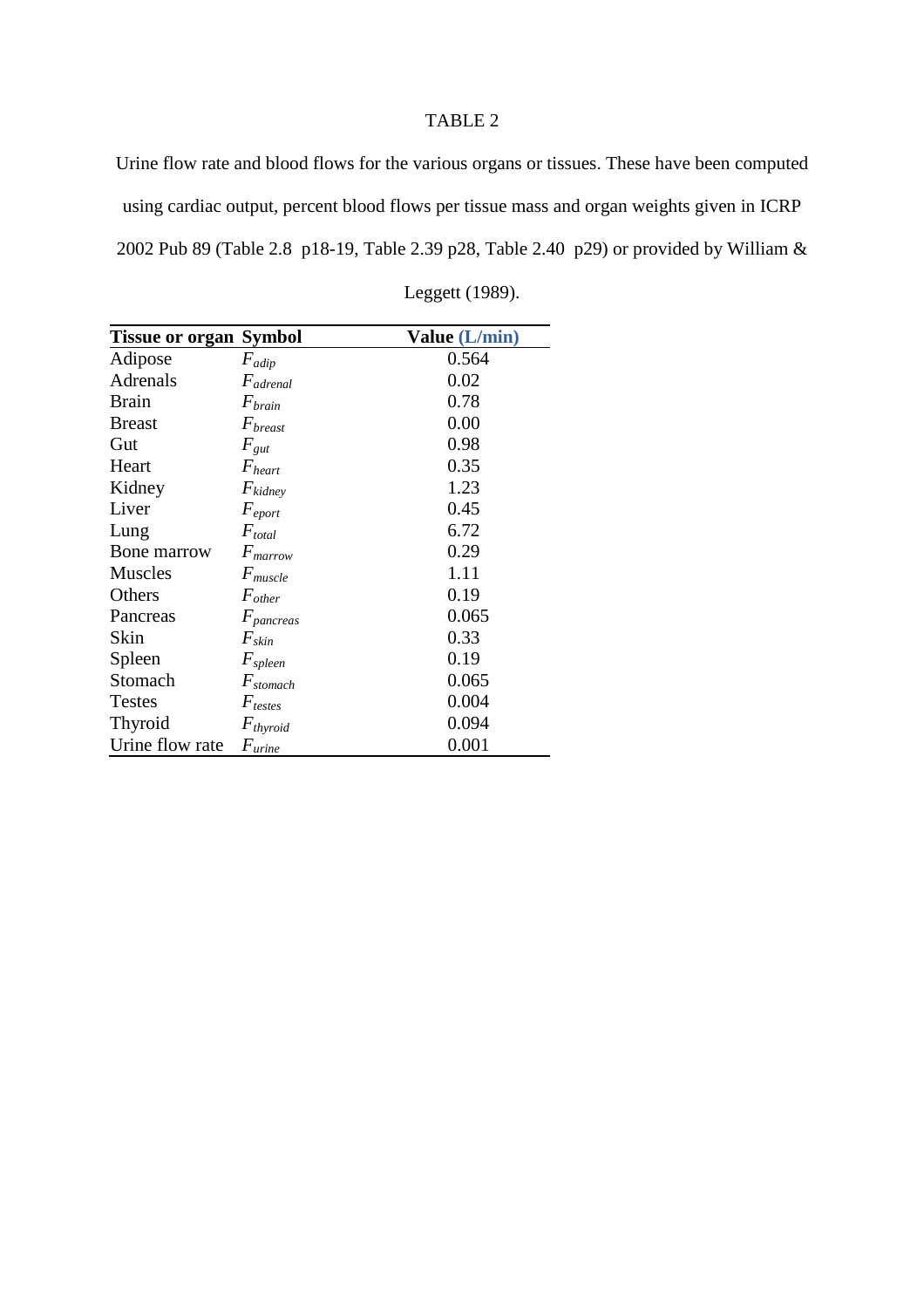TABLE 2

Urine flow rate and blood flows for the various organs or tissues. These have been computed using cardiac output, percent blood flows per tissue mass and organ weights given in ICRP 2002 Pub 89 (Table 2.8 p18-19, Table 2.39 p28, Table 2.40 p29) or provided by William & Leggett (1989).

| **Tissue or organ** | **Symbol** | **Value (L/min)** |
|---|---|---|
| Adipose | $F_{adip}$ | 0.564 |
| Adrenals | $F_{adrenal}$ | 0.02 |
| Brain | $F_{brain}$ | 0.78 |
| Breast | $F_{breast}$ | 0.00 |
| Gut | $F_{gut}$ | 0.98 |
| Heart | $F_{heart}$ | 0.35 |
| Kidney | $F_{kidney}$ | 1.23 |
| Liver | $F_{eport}$ | 0.45 |
| Lung | $F_{total}$ | 6.72 |
| Bone marrow | $F_{marrow}$ | 0.29 |
| Muscles | $F_{muscle}$ | 1.11 |
| Others | $F_{other}$ | 0.19 |
| Pancreas | $F_{pancreas}$ | 0.065 |
| Skin | $F_{skin}$ | 0.33 |
| Spleen | $F_{spleen}$ | 0.19 |
| Stomach | $F_{stomach}$ | 0.065 |
| Testes | $F_{testes}$ | 0.004 |
| Thyroid | $F_{thyroid}$ | 0.094 |
| Urine flow rate | $F_{urine}$ | 0.001 |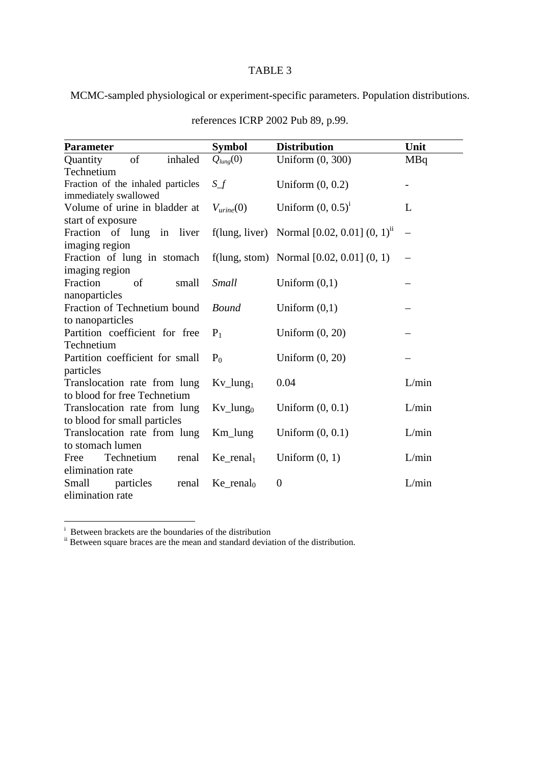TABLE 3

MCMC-sampled physiological or experiment-specific parameters. Population distributions.

references ICRP 2002 Pub 89, p.99.

| Parameter | Symbol | Distribution | Unit |
|---|---|---|---|
| Quantity of inhaled Technetium | $Q_{lung}(0)$ | Uniform (0, 300) | MBq |
| Fraction of the inhaled particles immediately swallowed | *S_f* | Uniform (0, 0.2) | - |
| Volume of urine in bladder at start of exposure | $V_{urine}(0)$ | Uniform (0, 0.5)[i] | L |
| Fraction of lung in liver imaging region | f(lung, liver) | Normal [0.02, 0.01] (0, 1)[ii] | – |
| Fraction of lung in stomach imaging region | f(lung, stom) | Normal [0.02, 0.01] (0, 1) | – |
| Fraction of small nanoparticles | *Small* | Uniform (0,1) | – |
| Fraction of Technetium bound to nanoparticles | *Bound* | Uniform (0,1) | – |
| Partition coefficient for free Technetium | $P_1$ | Uniform (0, 20) | – |
| Partition coefficient for small particles | $P_0$ | Uniform (0, 20) | – |
| Translocation rate from lung to blood for free Technetium | $Kv\_lung_1$ | 0.04 | L/min |
| Translocation rate from lung to blood for small particles | $Kv\_lung_0$ | Uniform (0, 0.1) | L/min |
| Translocation rate from lung to stomach lumen | Km_lung | Uniform (0, 0.1) | L/min |
| Free Technetium renal elimination rate | $Ke\_renal_1$ | Uniform (0, 1) | L/min |
| Small particles renal elimination rate | $Ke\_renal_0$ | 0 | L/min |

[i] Between brackets are the boundaries of the distribution

[ii] Between square braces are the mean and standard deviation of the distribution.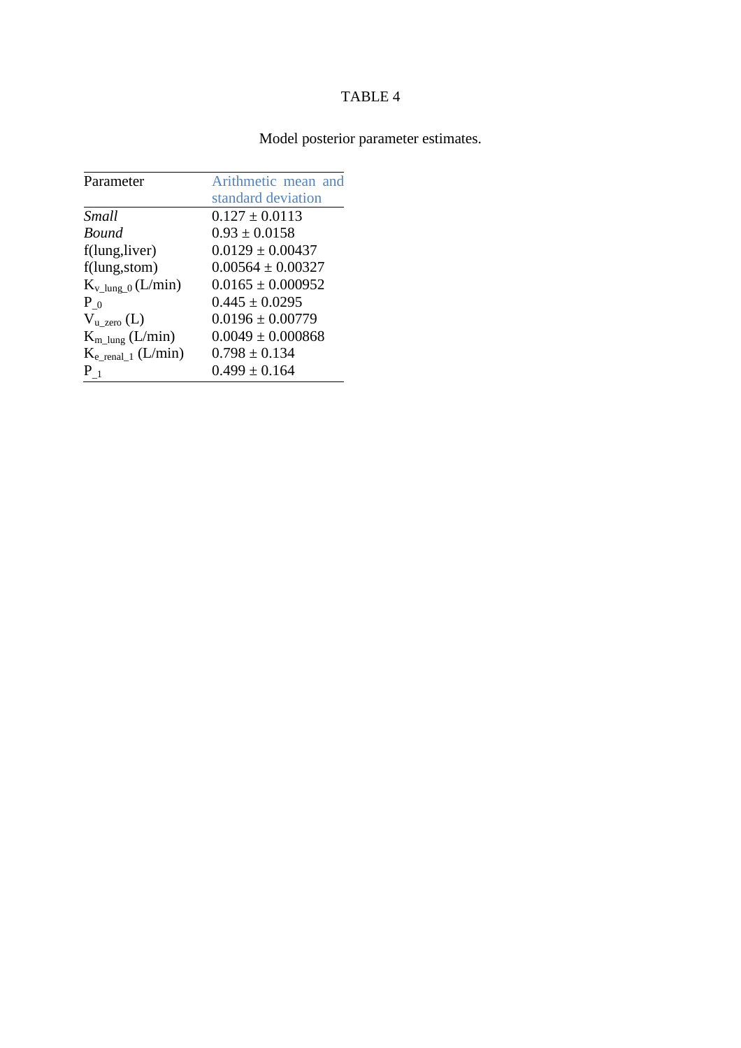TABLE 4

Model posterior parameter estimates.

| Parameter | Arithmetic mean and standard deviation |
|---|---|
| *Small* | $0.127 \pm 0.0113$ |
| *Bound* | $0.93 \pm 0.0158$ |
| f(lung,liver) | $0.0129 \pm 0.00437$ |
| f(lung,stom) | $0.00564 \pm 0.00327$ |
| $K_{v\_lung\_0}$ (L/min) | $0.0165 \pm 0.000952$ |
| $P_{\_0}$ | $0.445 \pm 0.0295$ |
| $V_{u\_zero}$ (L) | $0.0196 \pm 0.00779$ |
| $K_{m\_lung}$ (L/min) | $0.0049 \pm 0.000868$ |
| $K_{e\_renal\_1}$ (L/min) | $0.798 \pm 0.134$ |
| $P_{\_1}$ | $0.499 \pm 0.164$ |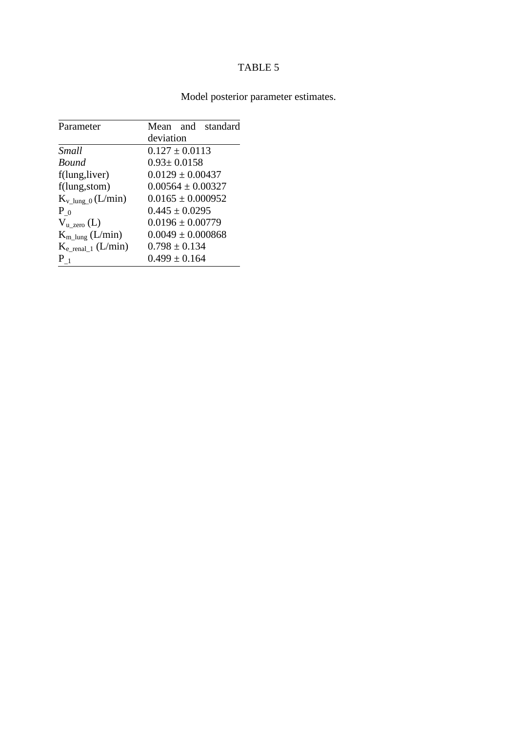TABLE 5

Model posterior parameter estimates.

| Parameter | Mean and standard deviation |
|---|---|
| *Small* | $0.127 \pm 0.0113$ |
| *Bound* | $0.93 \pm 0.0158$ |
| f(lung,liver) | $0.0129 \pm 0.00437$ |
| f(lung,stom) | $0.00564 \pm 0.00327$ |
| $K_{v\_lung\_0}$ (L/min) | $0.0165 \pm 0.000952$ |
| $P_{\_0}$ | $0.445 \pm 0.0295$ |
| $V_{u\_zero}$ (L) | $0.0196 \pm 0.00779$ |
| $K_{m\_lung}$ (L/min) | $0.0049 \pm 0.000868$ |
| $K_{e\_renal\_1}$ (L/min) | $0.798 \pm 0.134$ |
| $P_{\_1}$ | $0.499 \pm 0.164$ |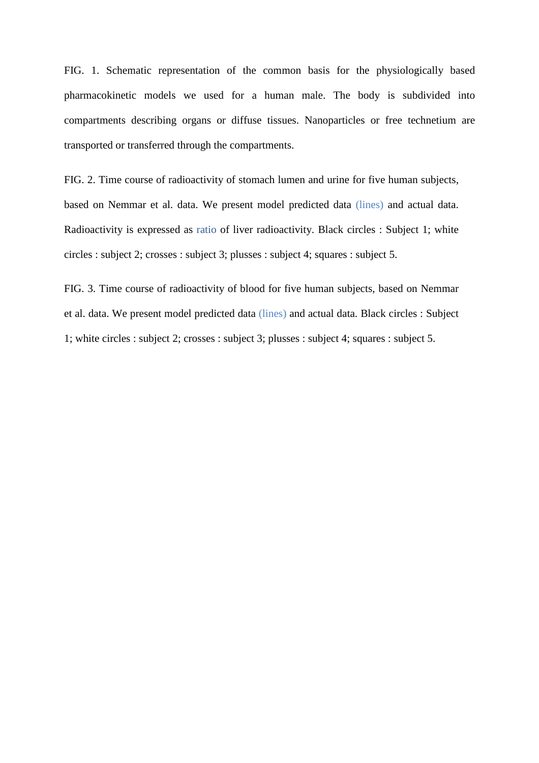FIG. 1. Schematic representation of the common basis for the physiologically based pharmacokinetic models we used for a human male. The body is subdivided into compartments describing organs or diffuse tissues. Nanoparticles or free technetium are transported or transferred through the compartments.

FIG. 2. Time course of radioactivity of stomach lumen and urine for five human subjects, based on Nemmar et al. data. We present model predicted data (lines) and actual data. Radioactivity is expressed as ratio of liver radioactivity. Black circles : Subject 1; white circles : subject 2; crosses : subject 3; plusses : subject 4; squares : subject 5.

FIG. 3. Time course of radioactivity of blood for five human subjects, based on Nemmar et al. data. We present model predicted data (lines) and actual data. Black circles : Subject 1; white circles : subject 2; crosses : subject 3; plusses : subject 4; squares : subject 5.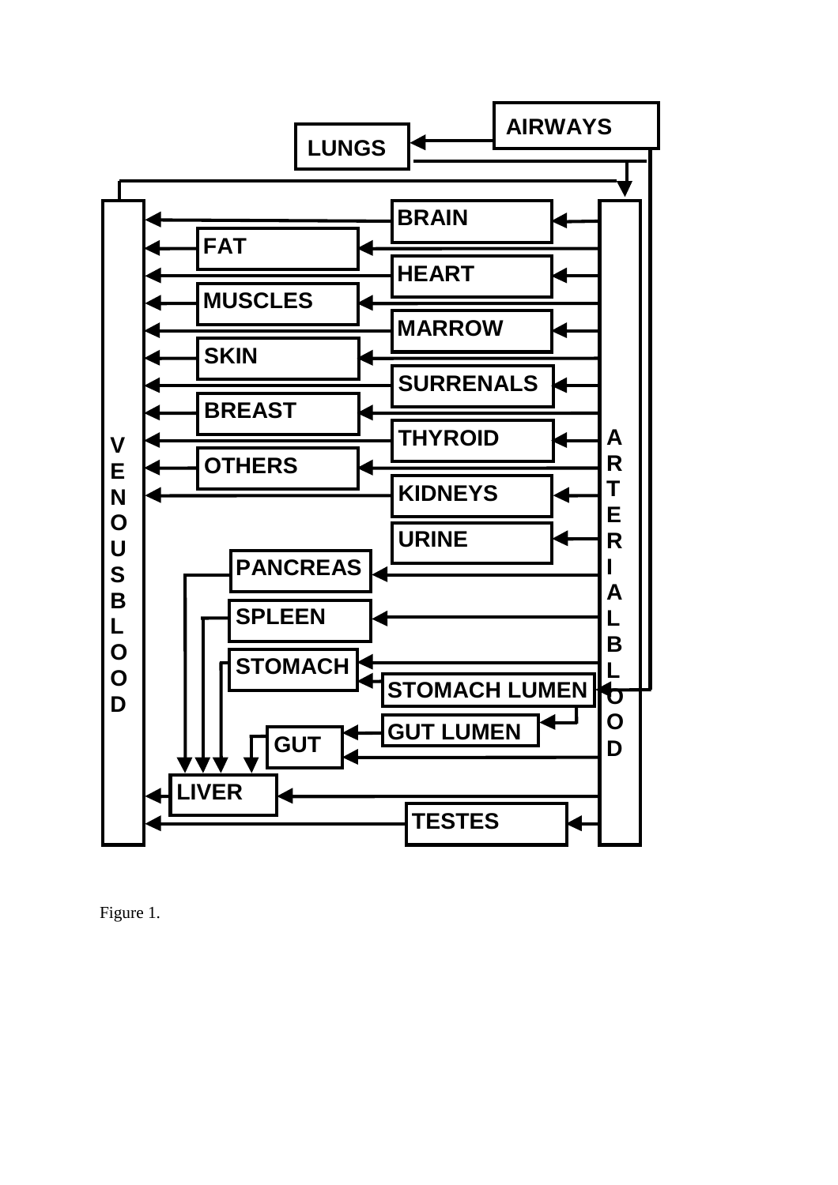Figure 1.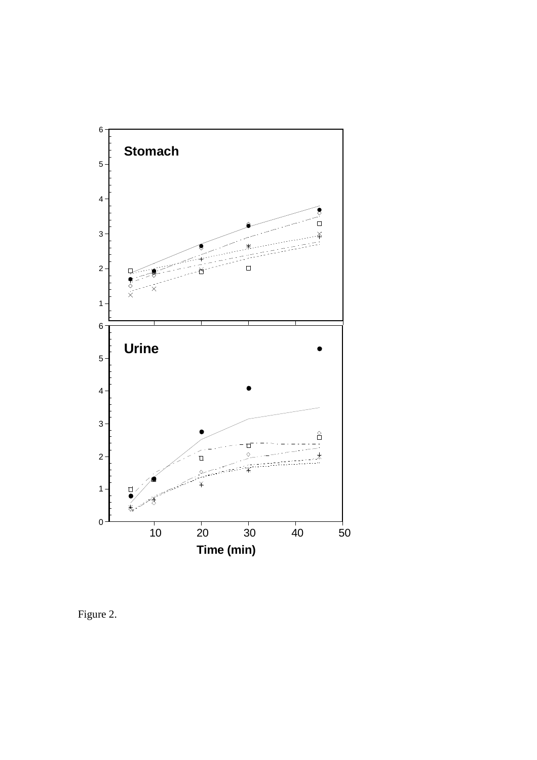Figure 2.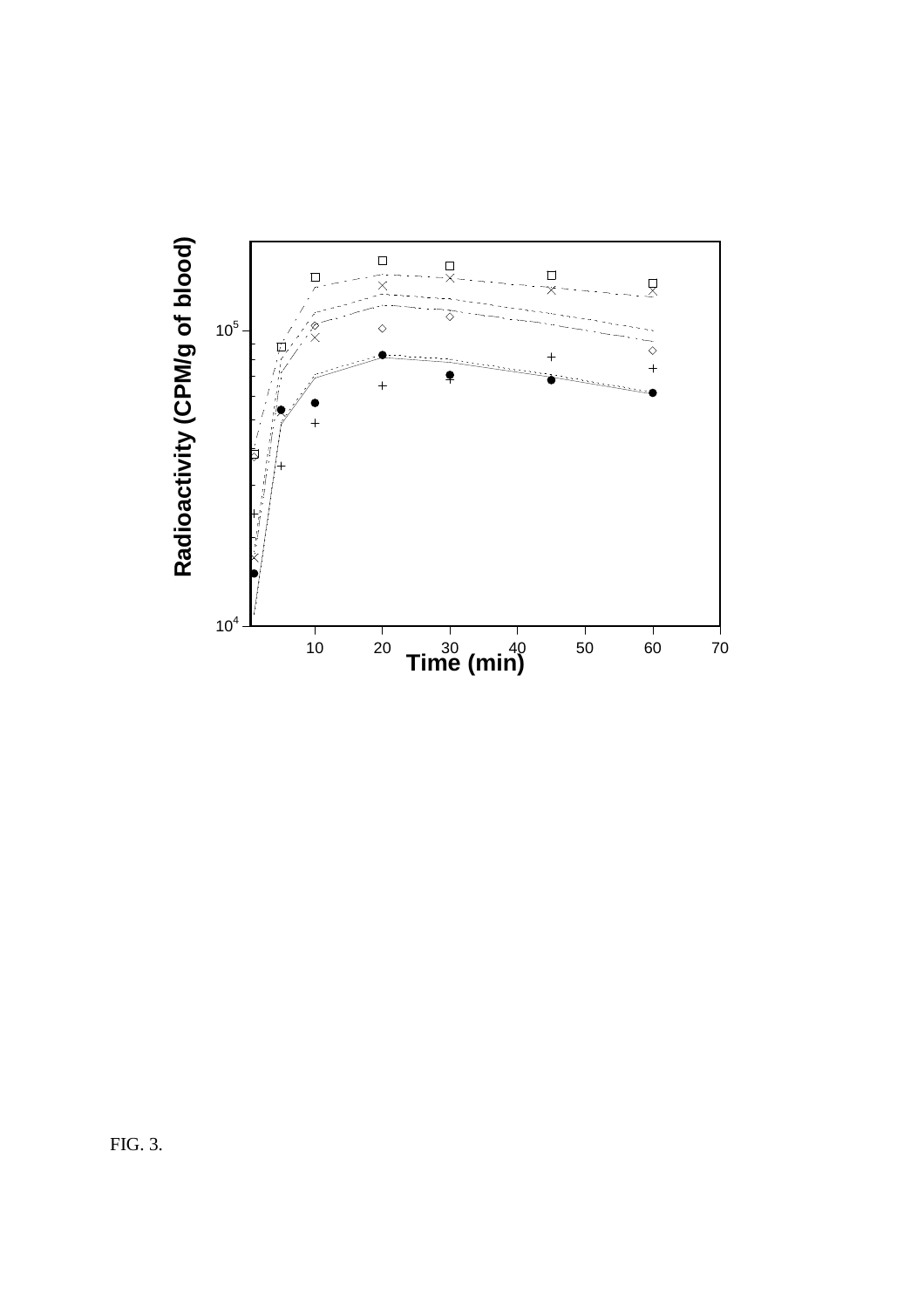Radioactivity (CPM/g of blood)

$10^5$

$10^4$

10
20
30
40
50
60
70

Time (min)

FIG. 3.